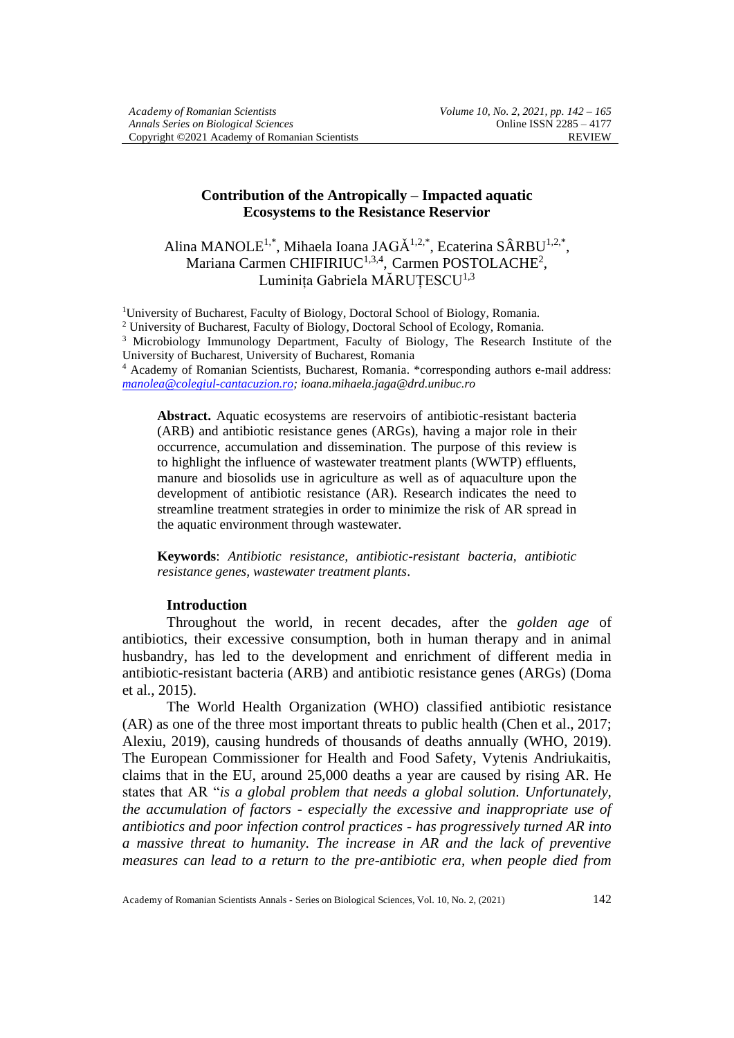# Contribution of the Antropically – Impacted aquatic Ecosystems to the Resistance Reservior

Alina MANOLE[1,*], Mihaela Ioana JAGĂ[1,2,*], Ecaterina SÂRBU[1,2,*], Mariana Carmen CHIFIRIUC[1,3,4], Carmen POSTOLACHE[2], Luminița Gabriela MĂRUȚESCU[1,3]

[1]University of Bucharest, Faculty of Biology, Doctoral School of Biology, Romania.

[2] University of Bucharest, Faculty of Biology, Doctoral School of Ecology, Romania.

[3] Microbiology Immunology Department, Faculty of Biology, The Research Institute of the University of Bucharest, University of Bucharest, Romania

[4] Academy of Romanian Scientists, Bucharest, Romania. *corresponding authors e-mail address: manolea@colegiul-cantacuzion.ro; ioana.mihaela.jaga@drd.unibuc.ro

**Abstract.** Aquatic ecosystems are reservoirs of antibiotic-resistant bacteria (ARB) and antibiotic resistance genes (ARGs), having a major role in their occurrence, accumulation and dissemination. The purpose of this review is to highlight the influence of wastewater treatment plants (WWTP) effluents, manure and biosolids use in agriculture as well as of aquaculture upon the development of antibiotic resistance (AR). Research indicates the need to streamline treatment strategies in order to minimize the risk of AR spread in the aquatic environment through wastewater.

**Keywords**: *Antibiotic resistance, antibiotic-resistant bacteria, antibiotic resistance genes, wastewater treatment plants*.

## Introduction

Throughout the world, in recent decades, after the *golden age* of antibiotics, their excessive consumption, both in human therapy and in animal husbandry, has led to the development and enrichment of different media in antibiotic-resistant bacteria (ARB) and antibiotic resistance genes (ARGs) (Doma et al., 2015).

The World Health Organization (WHO) classified antibiotic resistance (AR) as one of the three most important threats to public health (Chen et al., 2017; Alexiu, 2019), causing hundreds of thousands of deaths annually (WHO, 2019). The European Commissioner for Health and Food Safety, Vytenis Andriukaitis, claims that in the EU, around 25,000 deaths a year are caused by rising AR. He states that AR "*is a global problem that needs a global solution. Unfortunately, the accumulation of factors - especially the excessive and inappropriate use of antibiotics and poor infection control practices - has progressively turned AR into a massive threat to humanity. The increase in AR and the lack of preventive measures can lead to a return to the pre-antibiotic era, when people died from*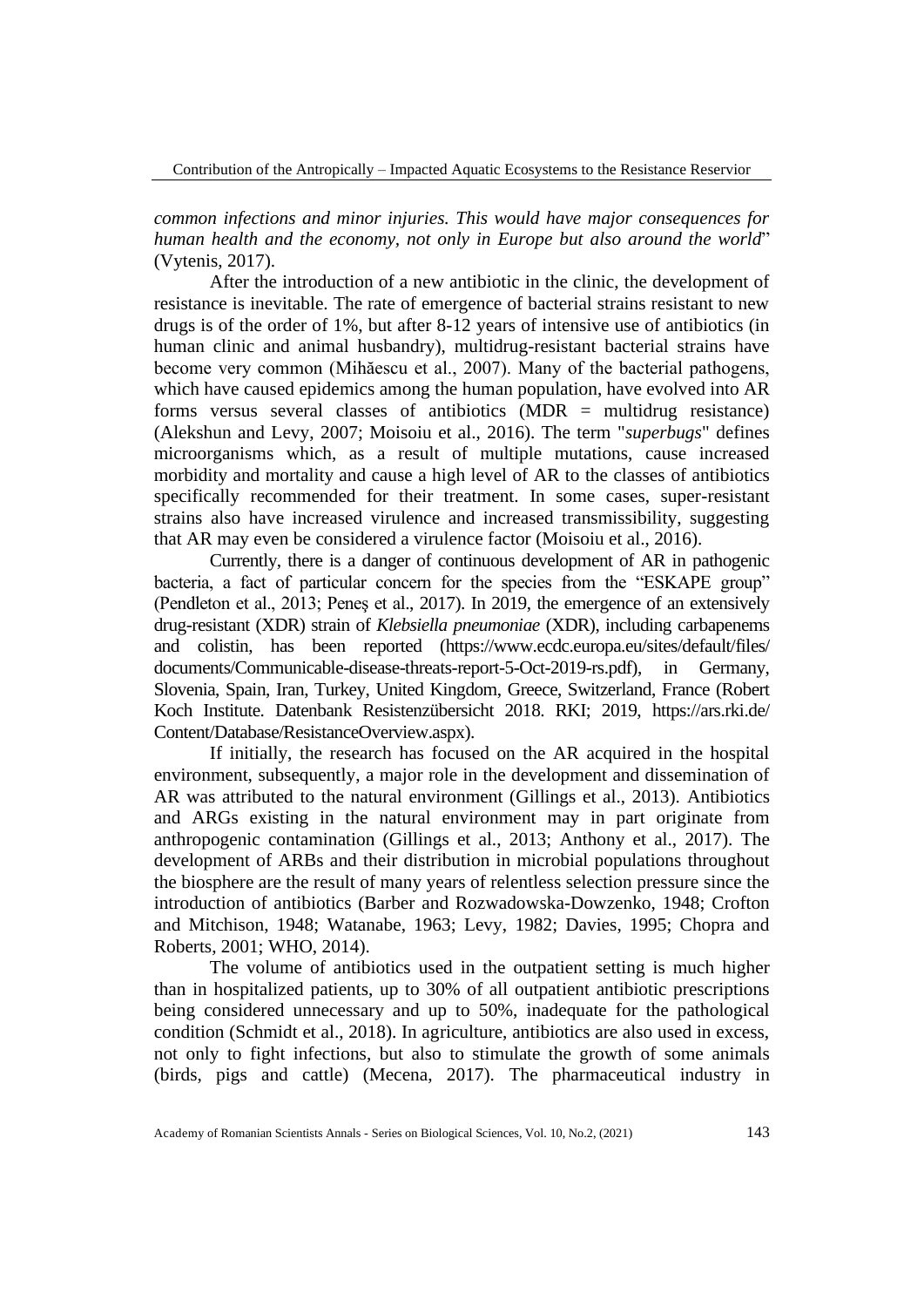*common infections and minor injuries. This would have major consequences for human health and the economy, not only in Europe but also around the world*" (Vytenis, 2017).

After the introduction of a new antibiotic in the clinic, the development of resistance is inevitable. The rate of emergence of bacterial strains resistant to new drugs is of the order of 1%, but after 8-12 years of intensive use of antibiotics (in human clinic and animal husbandry), multidrug-resistant bacterial strains have become very common (Mihăescu et al., 2007). Many of the bacterial pathogens, which have caused epidemics among the human population, have evolved into AR forms versus several classes of antibiotics (MDR = multidrug resistance) (Alekshun and Levy, 2007; Moisoiu et al., 2016). The term "*superbugs*" defines microorganisms which, as a result of multiple mutations, cause increased morbidity and mortality and cause a high level of AR to the classes of antibiotics specifically recommended for their treatment. In some cases, super-resistant strains also have increased virulence and increased transmissibility, suggesting that AR may even be considered a virulence factor (Moisoiu et al., 2016).

Currently, there is a danger of continuous development of AR in pathogenic bacteria, a fact of particular concern for the species from the "ESKAPE group" (Pendleton et al., 2013; Peneş et al., 2017). In 2019, the emergence of an extensively drug-resistant (XDR) strain of *Klebsiella pneumoniae* (XDR), including carbapenems and colistin, has been reported (https://www.ecdc.europa.eu/sites/default/files/documents/Communicable-disease-threats-report-5-Oct-2019-rs.pdf), in Germany, Slovenia, Spain, Iran, Turkey, United Kingdom, Greece, Switzerland, France (Robert Koch Institute. Datenbank Resistenzübersicht 2018. RKI; 2019, https://ars.rki.de/Content/Database/ResistanceOverview.aspx).

If initially, the research has focused on the AR acquired in the hospital environment, subsequently, a major role in the development and dissemination of AR was attributed to the natural environment (Gillings et al., 2013). Antibiotics and ARGs existing in the natural environment may in part originate from anthropogenic contamination (Gillings et al., 2013; Anthony et al., 2017). The development of ARBs and their distribution in microbial populations throughout the biosphere are the result of many years of relentless selection pressure since the introduction of antibiotics (Barber and Rozwadowska-Dowzenko, 1948; Crofton and Mitchison, 1948; Watanabe, 1963; Levy, 1982; Davies, 1995; Chopra and Roberts, 2001; WHO, 2014).

The volume of antibiotics used in the outpatient setting is much higher than in hospitalized patients, up to 30% of all outpatient antibiotic prescriptions being considered unnecessary and up to 50%, inadequate for the pathological condition (Schmidt et al., 2018). In agriculture, antibiotics are also used in excess, not only to fight infections, but also to stimulate the growth of some animals (birds, pigs and cattle) (Mecena, 2017). The pharmaceutical industry in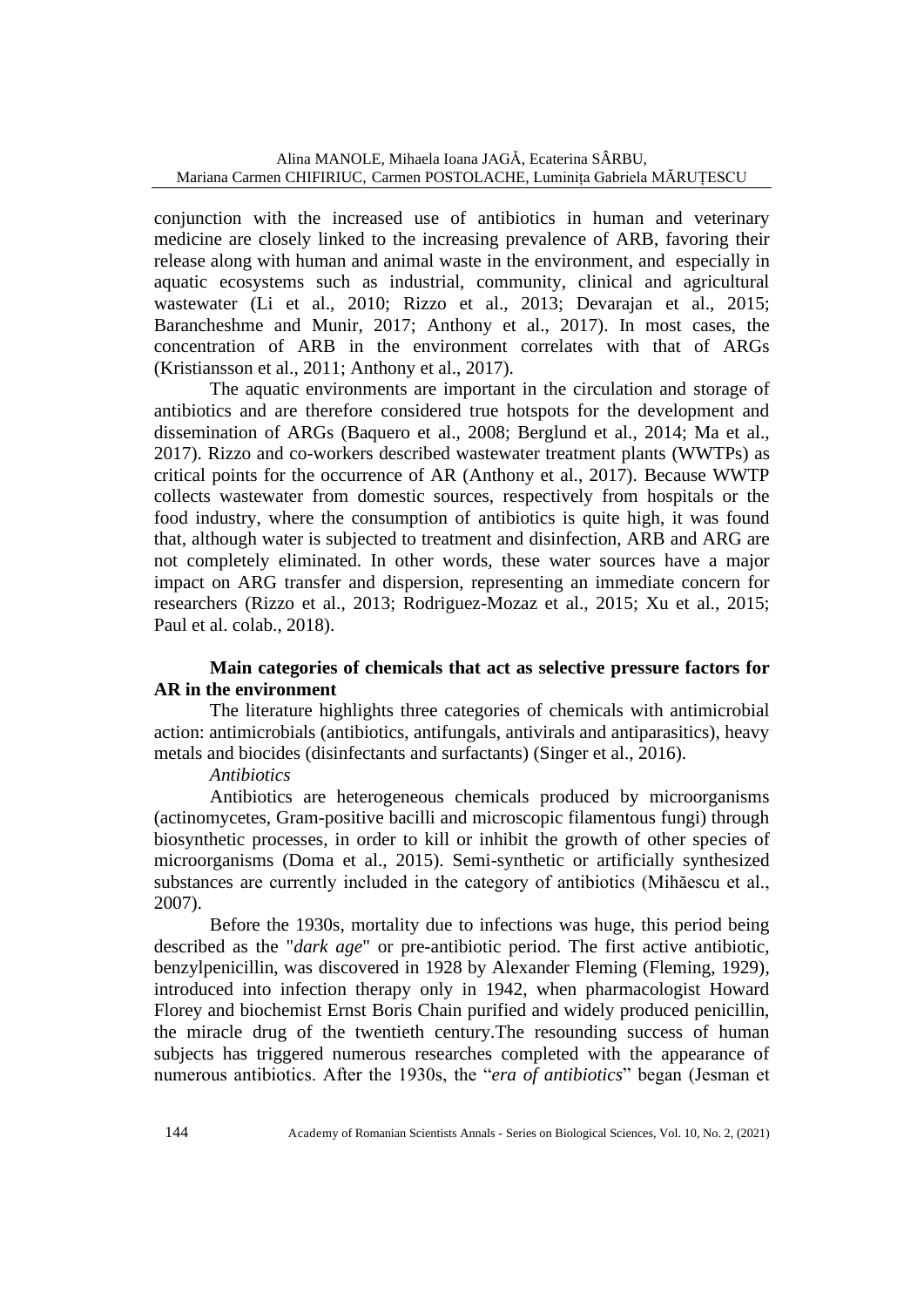conjunction with the increased use of antibiotics in human and veterinary medicine are closely linked to the increasing prevalence of ARB, favoring their release along with human and animal waste in the environment, and especially in aquatic ecosystems such as industrial, community, clinical and agricultural wastewater (Li et al., 2010; Rizzo et al., 2013; Devarajan et al., 2015; Barancheshme and Munir, 2017; Anthony et al., 2017). In most cases, the concentration of ARB in the environment correlates with that of ARGs (Kristiansson et al., 2011; Anthony et al., 2017).

The aquatic environments are important in the circulation and storage of antibiotics and are therefore considered true hotspots for the development and dissemination of ARGs (Baquero et al., 2008; Berglund et al., 2014; Ma et al., 2017). Rizzo and co-workers described wastewater treatment plants (WWTPs) as critical points for the occurrence of AR (Anthony et al., 2017). Because WWTP collects wastewater from domestic sources, respectively from hospitals or the food industry, where the consumption of antibiotics is quite high, it was found that, although water is subjected to treatment and disinfection, ARB and ARG are not completely eliminated. In other words, these water sources have a major impact on ARG transfer and dispersion, representing an immediate concern for researchers (Rizzo et al., 2013; Rodriguez-Mozaz et al., 2015; Xu et al., 2015; Paul et al. colab., 2018).

**Main categories of chemicals that act as selective pressure factors for AR in the environment**

The literature highlights three categories of chemicals with antimicrobial action: antimicrobials (antibiotics, antifungals, antivirals and antiparasitics), heavy metals and biocides (disinfectants and surfactants) (Singer et al., 2016).

*Antibiotics*

Antibiotics are heterogeneous chemicals produced by microorganisms (actinomycetes, Gram-positive bacilli and microscopic filamentous fungi) through biosynthetic processes, in order to kill or inhibit the growth of other species of microorganisms (Doma et al., 2015). Semi-synthetic or artificially synthesized substances are currently included in the category of antibiotics (Mihăescu et al., 2007).

Before the 1930s, mortality due to infections was huge, this period being described as the "*dark age*" or pre-antibiotic period. The first active antibiotic, benzylpenicillin, was discovered in 1928 by Alexander Fleming (Fleming, 1929), introduced into infection therapy only in 1942, when pharmacologist Howard Florey and biochemist Ernst Boris Chain purified and widely produced penicillin, the miracle drug of the twentieth century.The resounding success of human subjects has triggered numerous researches completed with the appearance of numerous antibiotics. After the 1930s, the "*era of antibiotics*" began (Jesman et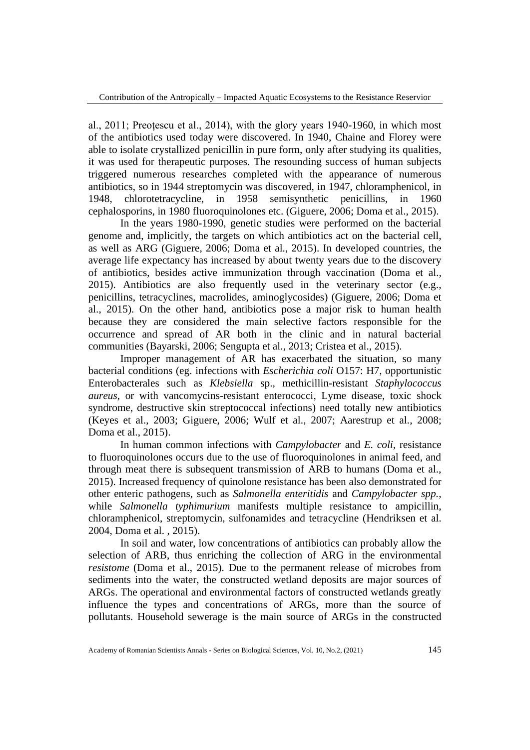al., 2011; Preoţescu et al., 2014), with the glory years 1940-1960, in which most of the antibiotics used today were discovered. In 1940, Chaine and Florey were able to isolate crystallized penicillin in pure form, only after studying its qualities, it was used for therapeutic purposes. The resounding success of human subjects triggered numerous researches completed with the appearance of numerous antibiotics, so in 1944 streptomycin was discovered, in 1947, chloramphenicol, in 1948, chlorotetracycline, in 1958 semisynthetic penicillins, in 1960 cephalosporins, in 1980 fluoroquinolones etc. (Giguere, 2006; Doma et al., 2015).

In the years 1980-1990, genetic studies were performed on the bacterial genome and, implicitly, the targets on which antibiotics act on the bacterial cell, as well as ARG (Giguere, 2006; Doma et al., 2015). In developed countries, the average life expectancy has increased by about twenty years due to the discovery of antibiotics, besides active immunization through vaccination (Doma et al., 2015). Antibiotics are also frequently used in the veterinary sector (e.g., penicillins, tetracyclines, macrolides, aminoglycosides) (Giguere, 2006; Doma et al., 2015). On the other hand, antibiotics pose a major risk to human health because they are considered the main selective factors responsible for the occurrence and spread of AR both in the clinic and in natural bacterial communities (Bayarski, 2006; Sengupta et al., 2013; Cristea et al., 2015).

Improper management of AR has exacerbated the situation, so many bacterial conditions (eg. infections with *Escherichia coli* O157: H7, opportunistic Enterobacterales such as *Klebsiella* sp., methicillin-resistant *Staphylococcus aureus*, or with vancomycins-resistant enterococci, Lyme disease, toxic shock syndrome, destructive skin streptococcal infections) need totally new antibiotics (Keyes et al., 2003; Giguere, 2006; Wulf et al., 2007; Aarestrup et al., 2008; Doma et al., 2015).

In human common infections with *Campylobacter* and *E. coli*, resistance to fluoroquinolones occurs due to the use of fluoroquinolones in animal feed, and through meat there is subsequent transmission of ARB to humans (Doma et al., 2015). Increased frequency of quinolone resistance has been also demonstrated for other enteric pathogens, such as *Salmonella enteritidis* and *Campylobacter spp.*, while *Salmonella typhimurium* manifests multiple resistance to ampicillin, chloramphenicol, streptomycin, sulfonamides and tetracycline (Hendriksen et al. 2004, Doma et al. , 2015).

In soil and water, low concentrations of antibiotics can probably allow the selection of ARB, thus enriching the collection of ARG in the environmental *resistome* (Doma et al., 2015). Due to the permanent release of microbes from sediments into the water, the constructed wetland deposits are major sources of ARGs. The operational and environmental factors of constructed wetlands greatly influence the types and concentrations of ARGs, more than the source of pollutants. Household sewerage is the main source of ARGs in the constructed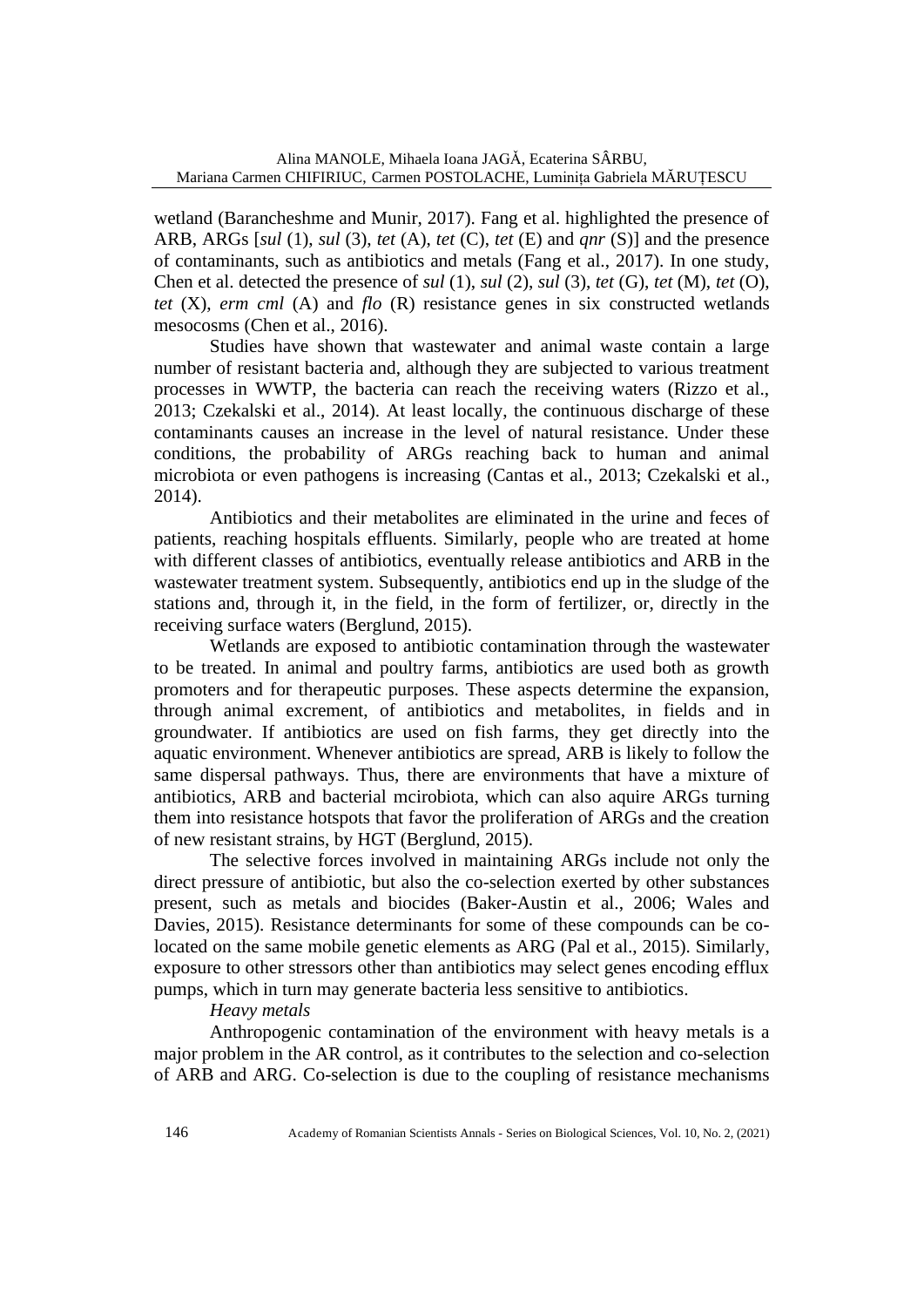wetland (Barancheshme and Munir, 2017). Fang et al. highlighted the presence of ARB, ARGs [*sul* (1), *sul* (3), *tet* (A), *tet* (C), *tet* (E) and *qnr* (S)] and the presence of contaminants, such as antibiotics and metals (Fang et al., 2017). In one study, Chen et al. detected the presence of *sul* (1), *sul* (2), *sul* (3), *tet* (G), *tet* (M), *tet* (O), *tet* (X), *erm cml* (A) and *flo* (R) resistance genes in six constructed wetlands mesocosms (Chen et al., 2016).

Studies have shown that wastewater and animal waste contain a large number of resistant bacteria and, although they are subjected to various treatment processes in WWTP, the bacteria can reach the receiving waters (Rizzo et al., 2013; Czekalski et al., 2014). At least locally, the continuous discharge of these contaminants causes an increase in the level of natural resistance. Under these conditions, the probability of ARGs reaching back to human and animal microbiota or even pathogens is increasing (Cantas et al., 2013; Czekalski et al., 2014).

Antibiotics and their metabolites are eliminated in the urine and feces of patients, reaching hospitals effluents. Similarly, people who are treated at home with different classes of antibiotics, eventually release antibiotics and ARB in the wastewater treatment system. Subsequently, antibiotics end up in the sludge of the stations and, through it, in the field, in the form of fertilizer, or, directly in the receiving surface waters (Berglund, 2015).

Wetlands are exposed to antibiotic contamination through the wastewater to be treated. In animal and poultry farms, antibiotics are used both as growth promoters and for therapeutic purposes. These aspects determine the expansion, through animal excrement, of antibiotics and metabolites, in fields and in groundwater. If antibiotics are used on fish farms, they get directly into the aquatic environment. Whenever antibiotics are spread, ARB is likely to follow the same dispersal pathways. Thus, there are environments that have a mixture of antibiotics, ARB and bacterial mcirobiota, which can also aquire ARGs turning them into resistance hotspots that favor the proliferation of ARGs and the creation of new resistant strains, by HGT (Berglund, 2015).

The selective forces involved in maintaining ARGs include not only the direct pressure of antibiotic, but also the co-selection exerted by other substances present, such as metals and biocides (Baker-Austin et al., 2006; Wales and Davies, 2015). Resistance determinants for some of these compounds can be co-located on the same mobile genetic elements as ARG (Pal et al., 2015). Similarly, exposure to other stressors other than antibiotics may select genes encoding efflux pumps, which in turn may generate bacteria less sensitive to antibiotics.

*Heavy metals*

Anthropogenic contamination of the environment with heavy metals is a major problem in the AR control, as it contributes to the selection and co-selection of ARB and ARG. Co-selection is due to the coupling of resistance mechanisms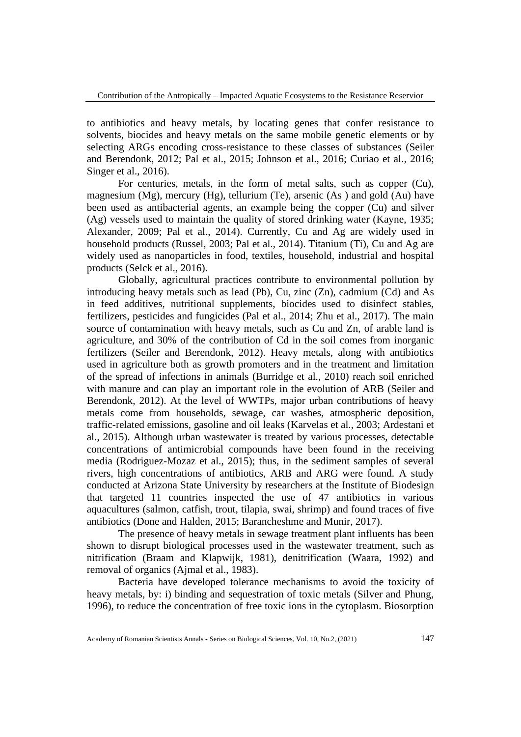to antibiotics and heavy metals, by locating genes that confer resistance to solvents, biocides and heavy metals on the same mobile genetic elements or by selecting ARGs encoding cross-resistance to these classes of substances (Seiler and Berendonk, 2012; Pal et al., 2015; Johnson et al., 2016; Curiao et al., 2016; Singer et al., 2016).

For centuries, metals, in the form of metal salts, such as copper (Cu), magnesium (Mg), mercury (Hg), tellurium (Te), arsenic (As ) and gold (Au) have been used as antibacterial agents, an example being the copper (Cu) and silver (Ag) vessels used to maintain the quality of stored drinking water (Kayne, 1935; Alexander, 2009; Pal et al., 2014). Currently, Cu and Ag are widely used in household products (Russel, 2003; Pal et al., 2014). Titanium (Ti), Cu and Ag are widely used as nanoparticles in food, textiles, household, industrial and hospital products (Selck et al., 2016).

Globally, agricultural practices contribute to environmental pollution by introducing heavy metals such as lead (Pb), Cu, zinc (Zn), cadmium (Cd) and As in feed additives, nutritional supplements, biocides used to disinfect stables, fertilizers, pesticides and fungicides (Pal et al., 2014; Zhu et al., 2017). The main source of contamination with heavy metals, such as Cu and Zn, of arable land is agriculture, and 30% of the contribution of Cd in the soil comes from inorganic fertilizers (Seiler and Berendonk, 2012). Heavy metals, along with antibiotics used in agriculture both as growth promoters and in the treatment and limitation of the spread of infections in animals (Burridge et al., 2010) reach soil enriched with manure and can play an important role in the evolution of ARB (Seiler and Berendonk, 2012). At the level of WWTPs, major urban contributions of heavy metals come from households, sewage, car washes, atmospheric deposition, traffic-related emissions, gasoline and oil leaks (Karvelas et al., 2003; Ardestani et al., 2015). Although urban wastewater is treated by various processes, detectable concentrations of antimicrobial compounds have been found in the receiving media (Rodriguez-Mozaz et al., 2015); thus, in the sediment samples of several rivers, high concentrations of antibiotics, ARB and ARG were found. A study conducted at Arizona State University by researchers at the Institute of Biodesign that targeted 11 countries inspected the use of 47 antibiotics in various aquacultures (salmon, catfish, trout, tilapia, swai, shrimp) and found traces of five antibiotics (Done and Halden, 2015; Barancheshme and Munir, 2017).

The presence of heavy metals in sewage treatment plant influents has been shown to disrupt biological processes used in the wastewater treatment, such as nitrification (Braam and Klapwijk, 1981), denitrification (Waara, 1992) and removal of organics (Ajmal et al., 1983).

Bacteria have developed tolerance mechanisms to avoid the toxicity of heavy metals, by: i) binding and sequestration of toxic metals (Silver and Phung, 1996), to reduce the concentration of free toxic ions in the cytoplasm. Biosorption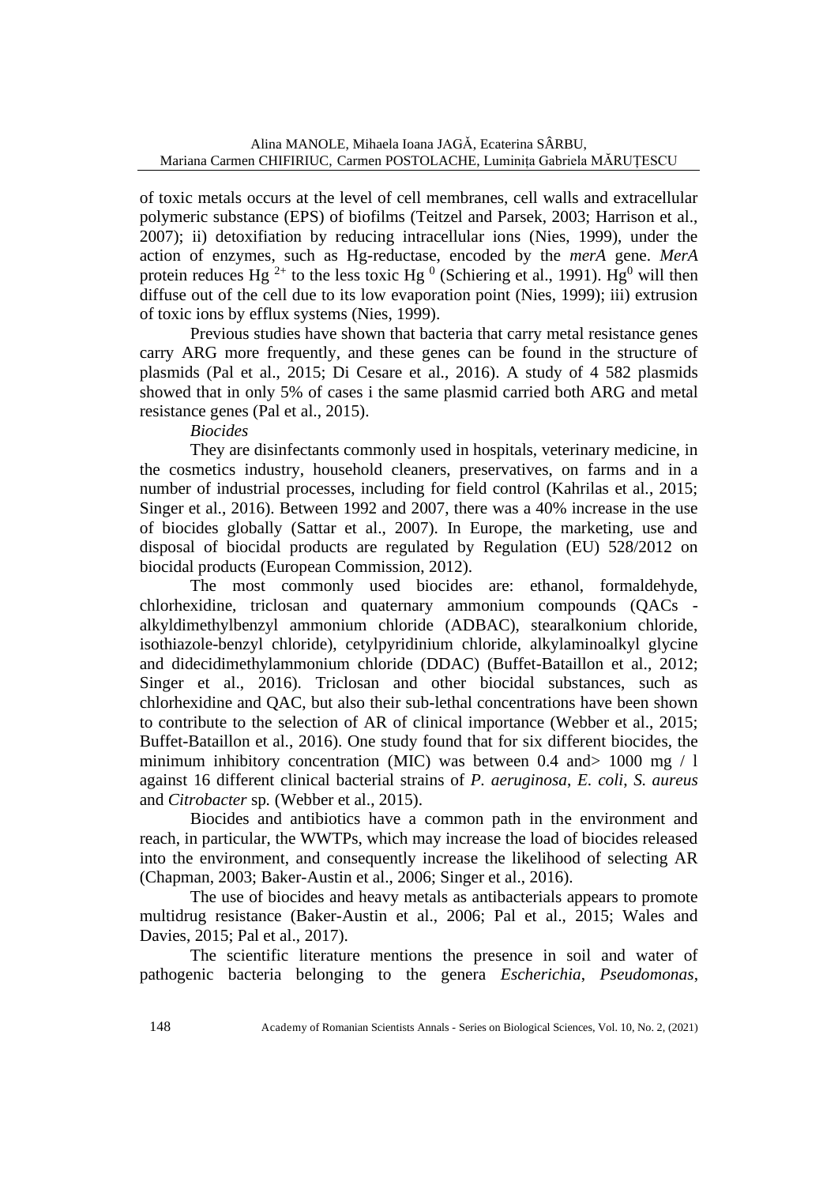of toxic metals occurs at the level of cell membranes, cell walls and extracellular polymeric substance (EPS) of biofilms (Teitzel and Parsek, 2003; Harrison et al., 2007); ii) detoxifiation by reducing intracellular ions (Nies, 1999), under the action of enzymes, such as Hg-reductase, encoded by the *merA* gene. *MerA* protein reduces $Hg^{2+}$ to the less toxic $Hg^{0}$ (Schiering et al., 1991). $Hg^{0}$ will then diffuse out of the cell due to its low evaporation point (Nies, 1999); iii) extrusion of toxic ions by efflux systems (Nies, 1999).

Previous studies have shown that bacteria that carry metal resistance genes carry ARG more frequently, and these genes can be found in the structure of plasmids (Pal et al., 2015; Di Cesare et al., 2016). A study of 4 582 plasmids showed that in only 5% of cases i the same plasmid carried both ARG and metal resistance genes (Pal et al., 2015).

*Biocides*

They are disinfectants commonly used in hospitals, veterinary medicine, in the cosmetics industry, household cleaners, preservatives, on farms and in a number of industrial processes, including for field control (Kahrilas et al., 2015; Singer et al., 2016). Between 1992 and 2007, there was a 40% increase in the use of biocides globally (Sattar et al., 2007). In Europe, the marketing, use and disposal of biocidal products are regulated by Regulation (EU) 528/2012 on biocidal products (European Commission, 2012).

The most commonly used biocides are: ethanol, formaldehyde, chlorhexidine, triclosan and quaternary ammonium compounds (QACs - alkyldimethylbenzyl ammonium chloride (ADBAC), stearalkonium chloride, isothiazole-benzyl chloride), cetylpyridinium chloride, alkylaminoalkyl glycine and didecidimethylammonium chloride (DDAC) (Buffet-Bataillon et al., 2012; Singer et al., 2016). Triclosan and other biocidal substances, such as chlorhexidine and QAC, but also their sub-lethal concentrations have been shown to contribute to the selection of AR of clinical importance (Webber et al., 2015; Buffet-Bataillon et al., 2016). One study found that for six different biocides, the minimum inhibitory concentration (MIC) was between 0.4 and> 1000 mg / l against 16 different clinical bacterial strains of *P. aeruginosa*, *E. coli*, *S. aureus* and *Citrobacter* sp. (Webber et al., 2015).

Biocides and antibiotics have a common path in the environment and reach, in particular, the WWTPs, which may increase the load of biocides released into the environment, and consequently increase the likelihood of selecting AR (Chapman, 2003; Baker-Austin et al., 2006; Singer et al., 2016).

The use of biocides and heavy metals as antibacterials appears to promote multidrug resistance (Baker-Austin et al., 2006; Pal et al., 2015; Wales and Davies, 2015; Pal et al., 2017).

The scientific literature mentions the presence in soil and water of pathogenic bacteria belonging to the genera *Escherichia*, *Pseudomonas*,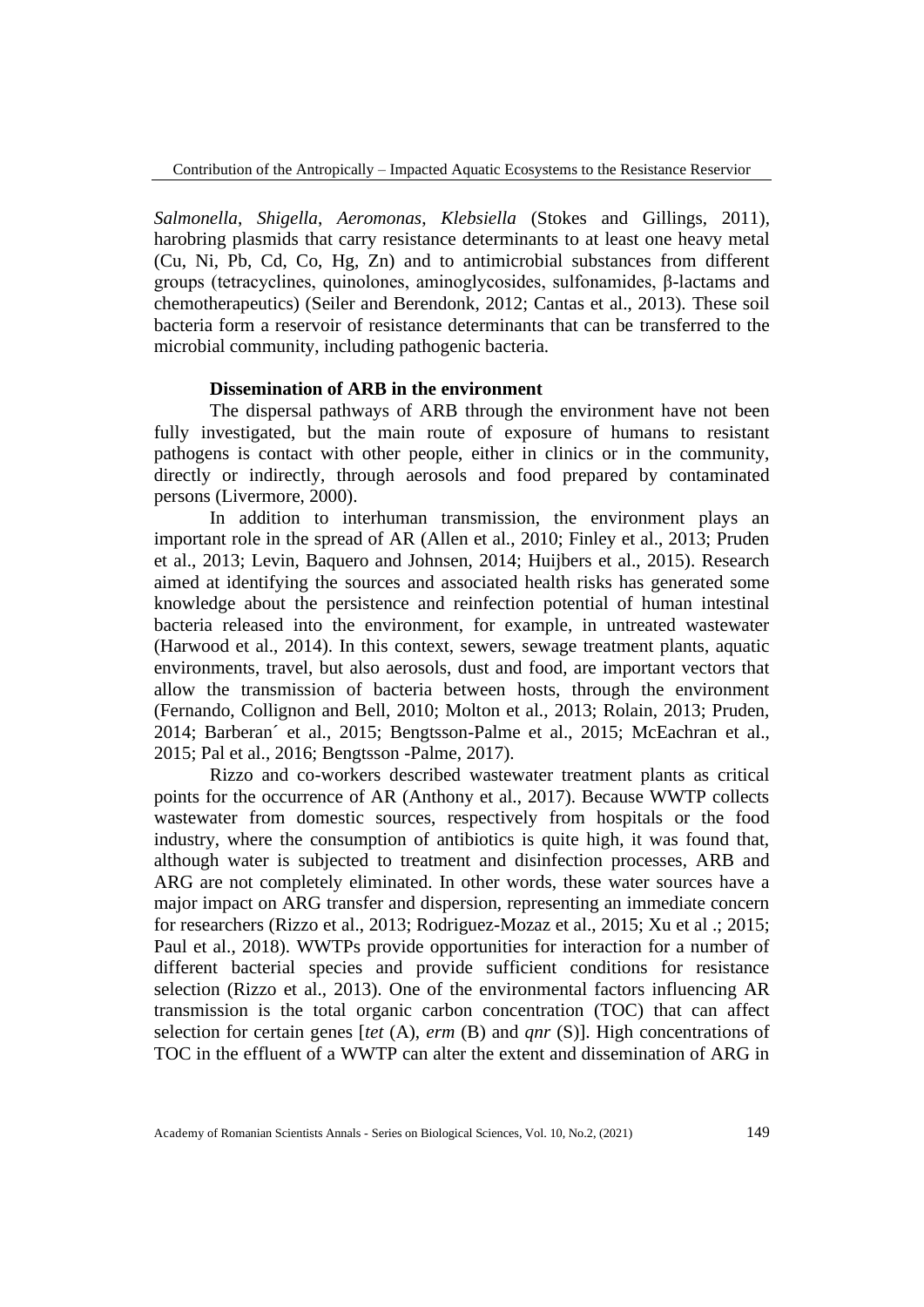*Salmonella*, *Shigella*, *Aeromonas*, *Klebsiella* (Stokes and Gillings, 2011), harobring plasmids that carry resistance determinants to at least one heavy metal (Cu, Ni, Pb, Cd, Co, Hg, Zn) and to antimicrobial substances from different groups (tetracyclines, quinolones, aminoglycosides, sulfonamides, β-lactams and chemotherapeutics) (Seiler and Berendonk, 2012; Cantas et al., 2013). These soil bacteria form a reservoir of resistance determinants that can be transferred to the microbial community, including pathogenic bacteria.

**Dissemination of ARB in the environment**

The dispersal pathways of ARB through the environment have not been fully investigated, but the main route of exposure of humans to resistant pathogens is contact with other people, either in clinics or in the community, directly or indirectly, through aerosols and food prepared by contaminated persons (Livermore, 2000).

In addition to interhuman transmission, the environment plays an important role in the spread of AR (Allen et al., 2010; Finley et al., 2013; Pruden et al., 2013; Levin, Baquero and Johnsen, 2014; Huijbers et al., 2015). Research aimed at identifying the sources and associated health risks has generated some knowledge about the persistence and reinfection potential of human intestinal bacteria released into the environment, for example, in untreated wastewater (Harwood et al., 2014). In this context, sewers, sewage treatment plants, aquatic environments, travel, but also aerosols, dust and food, are important vectors that allow the transmission of bacteria between hosts, through the environment (Fernando, Collignon and Bell, 2010; Molton et al., 2013; Rolain, 2013; Pruden, 2014; Barberan´ et al., 2015; Bengtsson-Palme et al., 2015; McEachran et al., 2015; Pal et al., 2016; Bengtsson -Palme, 2017).

Rizzo and co-workers described wastewater treatment plants as critical points for the occurrence of AR (Anthony et al., 2017). Because WWTP collects wastewater from domestic sources, respectively from hospitals or the food industry, where the consumption of antibiotics is quite high, it was found that, although water is subjected to treatment and disinfection processes, ARB and ARG are not completely eliminated. In other words, these water sources have a major impact on ARG transfer and dispersion, representing an immediate concern for researchers (Rizzo et al., 2013; Rodriguez-Mozaz et al., 2015; Xu et al .; 2015; Paul et al., 2018). WWTPs provide opportunities for interaction for a number of different bacterial species and provide sufficient conditions for resistance selection (Rizzo et al., 2013). One of the environmental factors influencing AR transmission is the total organic carbon concentration (TOC) that can affect selection for certain genes [*tet* (A), *erm* (B) and *qnr* (S)]. High concentrations of TOC in the effluent of a WWTP can alter the extent and dissemination of ARG in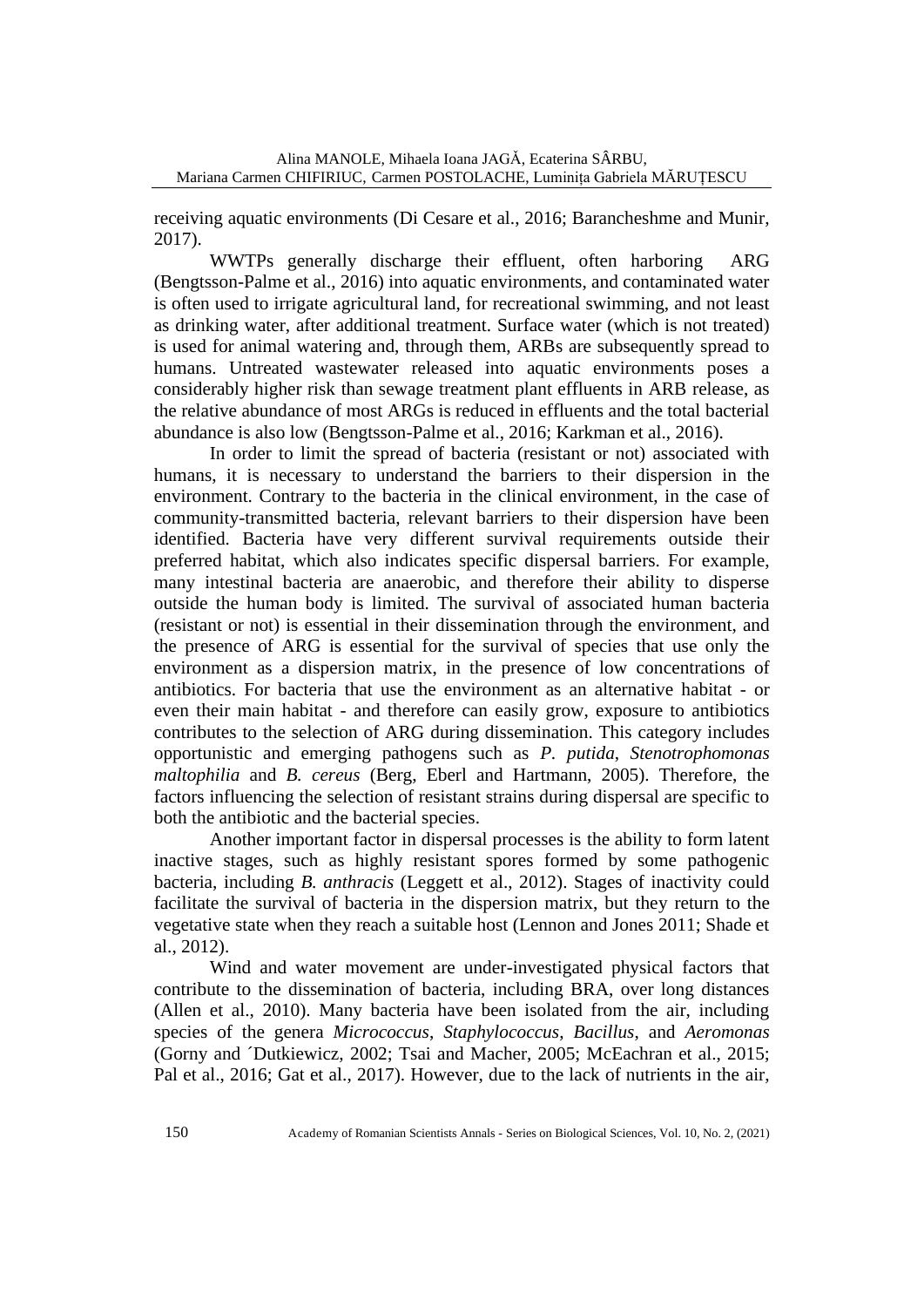receiving aquatic environments (Di Cesare et al., 2016; Barancheshme and Munir, 2017).

WWTPs generally discharge their effluent, often harboring ARG (Bengtsson-Palme et al., 2016) into aquatic environments, and contaminated water is often used to irrigate agricultural land, for recreational swimming, and not least as drinking water, after additional treatment. Surface water (which is not treated) is used for animal watering and, through them, ARBs are subsequently spread to humans. Untreated wastewater released into aquatic environments poses a considerably higher risk than sewage treatment plant effluents in ARB release, as the relative abundance of most ARGs is reduced in effluents and the total bacterial abundance is also low (Bengtsson-Palme et al., 2016; Karkman et al., 2016).

In order to limit the spread of bacteria (resistant or not) associated with humans, it is necessary to understand the barriers to their dispersion in the environment. Contrary to the bacteria in the clinical environment, in the case of community-transmitted bacteria, relevant barriers to their dispersion have been identified. Bacteria have very different survival requirements outside their preferred habitat, which also indicates specific dispersal barriers. For example, many intestinal bacteria are anaerobic, and therefore their ability to disperse outside the human body is limited. The survival of associated human bacteria (resistant or not) is essential in their dissemination through the environment, and the presence of ARG is essential for the survival of species that use only the environment as a dispersion matrix, in the presence of low concentrations of antibiotics. For bacteria that use the environment as an alternative habitat - or even their main habitat - and therefore can easily grow, exposure to antibiotics contributes to the selection of ARG during dissemination. This category includes opportunistic and emerging pathogens such as *P. putida*, *Stenotrophomonas maltophilia* and *B. cereus* (Berg, Eberl and Hartmann, 2005). Therefore, the factors influencing the selection of resistant strains during dispersal are specific to both the antibiotic and the bacterial species.

Another important factor in dispersal processes is the ability to form latent inactive stages, such as highly resistant spores formed by some pathogenic bacteria, including *B. anthracis* (Leggett et al., 2012). Stages of inactivity could facilitate the survival of bacteria in the dispersion matrix, but they return to the vegetative state when they reach a suitable host (Lennon and Jones 2011; Shade et al., 2012).

Wind and water movement are under-investigated physical factors that contribute to the dissemination of bacteria, including BRA, over long distances (Allen et al., 2010). Many bacteria have been isolated from the air, including species of the genera *Micrococcus*, *Staphylococcus*, *Bacillus*, and *Aeromonas* (Gorny and ´Dutkiewicz, 2002; Tsai and Macher, 2005; McEachran et al., 2015; Pal et al., 2016; Gat et al., 2017). However, due to the lack of nutrients in the air,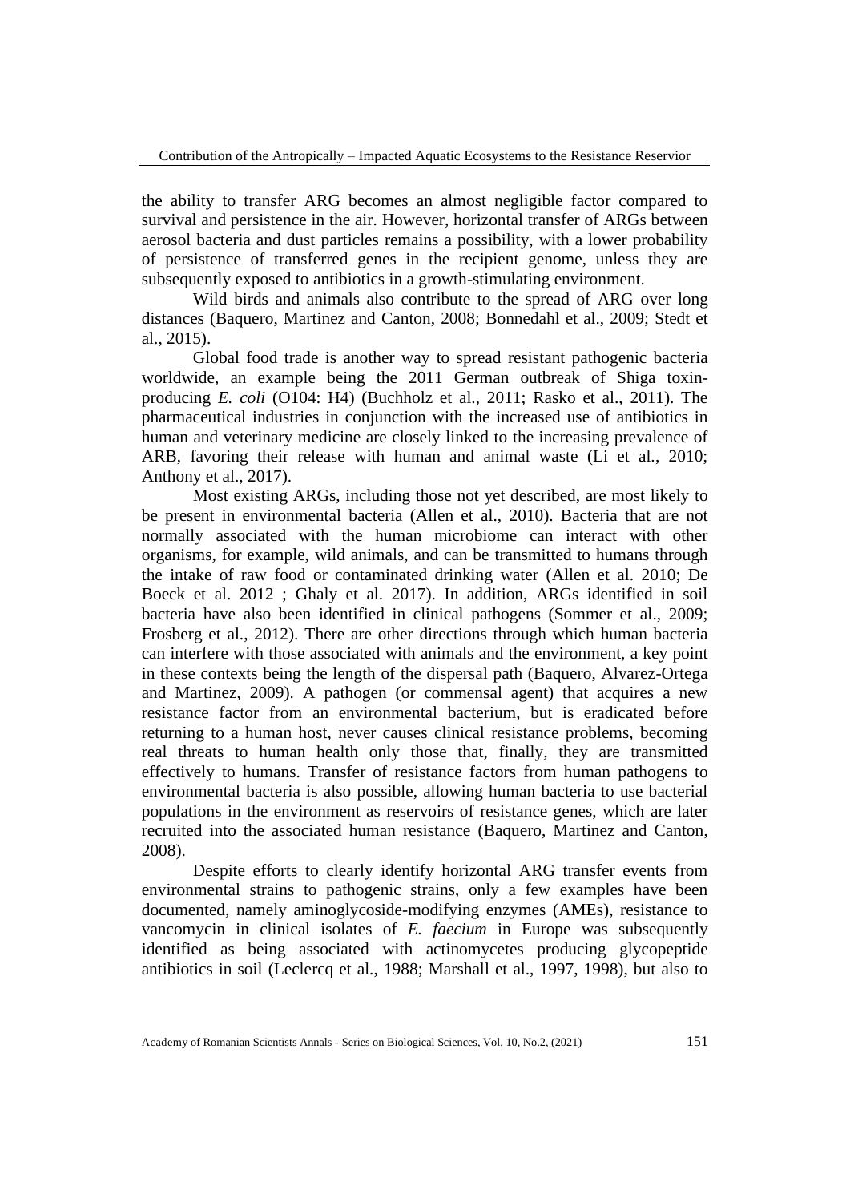the ability to transfer ARG becomes an almost negligible factor compared to survival and persistence in the air. However, horizontal transfer of ARGs between aerosol bacteria and dust particles remains a possibility, with a lower probability of persistence of transferred genes in the recipient genome, unless they are subsequently exposed to antibiotics in a growth-stimulating environment.

Wild birds and animals also contribute to the spread of ARG over long distances (Baquero, Martinez and Canton, 2008; Bonnedahl et al., 2009; Stedt et al., 2015).

Global food trade is another way to spread resistant pathogenic bacteria worldwide, an example being the 2011 German outbreak of Shiga toxin-producing *E. coli* (O104: H4) (Buchholz et al., 2011; Rasko et al., 2011). The pharmaceutical industries in conjunction with the increased use of antibiotics in human and veterinary medicine are closely linked to the increasing prevalence of ARB, favoring their release with human and animal waste (Li et al., 2010; Anthony et al., 2017).

Most existing ARGs, including those not yet described, are most likely to be present in environmental bacteria (Allen et al., 2010). Bacteria that are not normally associated with the human microbiome can interact with other organisms, for example, wild animals, and can be transmitted to humans through the intake of raw food or contaminated drinking water (Allen et al. 2010; De Boeck et al. 2012 ; Ghaly et al. 2017). In addition, ARGs identified in soil bacteria have also been identified in clinical pathogens (Sommer et al., 2009; Frosberg et al., 2012). There are other directions through which human bacteria can interfere with those associated with animals and the environment, a key point in these contexts being the length of the dispersal path (Baquero, Alvarez-Ortega and Martinez, 2009). A pathogen (or commensal agent) that acquires a new resistance factor from an environmental bacterium, but is eradicated before returning to a human host, never causes clinical resistance problems, becoming real threats to human health only those that, finally, they are transmitted effectively to humans. Transfer of resistance factors from human pathogens to environmental bacteria is also possible, allowing human bacteria to use bacterial populations in the environment as reservoirs of resistance genes, which are later recruited into the associated human resistance (Baquero, Martinez and Canton, 2008).

Despite efforts to clearly identify horizontal ARG transfer events from environmental strains to pathogenic strains, only a few examples have been documented, namely aminoglycoside-modifying enzymes (AMEs), resistance to vancomycin in clinical isolates of *E. faecium* in Europe was subsequently identified as being associated with actinomycetes producing glycopeptide antibiotics in soil (Leclercq et al., 1988; Marshall et al., 1997, 1998), but also to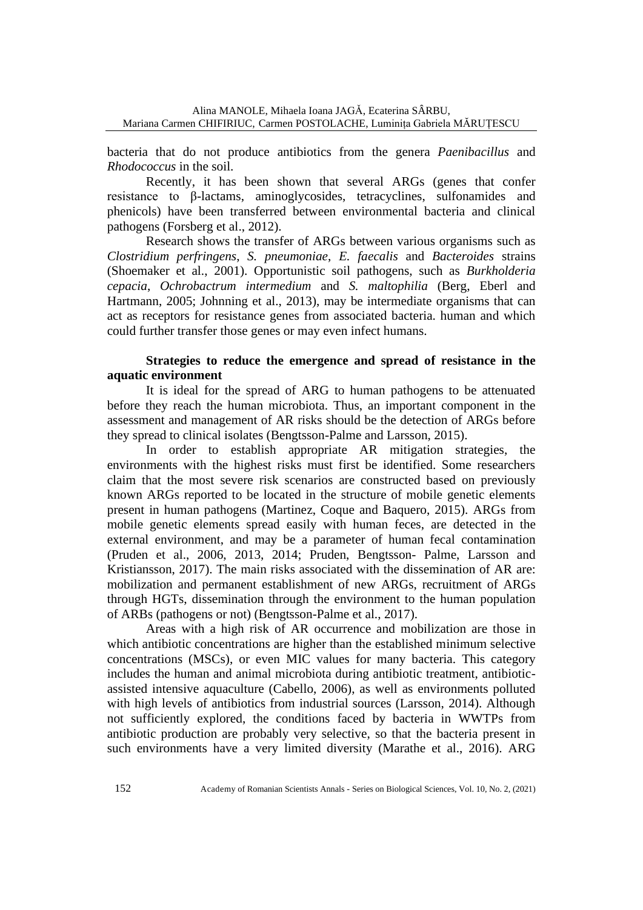bacteria that do not produce antibiotics from the genera *Paenibacillus* and *Rhodococcus* in the soil.

Recently, it has been shown that several ARGs (genes that confer resistance to β-lactams, aminoglycosides, tetracyclines, sulfonamides and phenicols) have been transferred between environmental bacteria and clinical pathogens (Forsberg et al., 2012).

Research shows the transfer of ARGs between various organisms such as *Clostridium perfringens*, *S. pneumoniae*, *E. faecalis* and *Bacteroides* strains (Shoemaker et al., 2001). Opportunistic soil pathogens, such as *Burkholderia cepacia*, *Ochrobactrum intermedium* and *S. maltophilia* (Berg, Eberl and Hartmann, 2005; Johnning et al., 2013), may be intermediate organisms that can act as receptors for resistance genes from associated bacteria. human and which could further transfer those genes or may even infect humans.

**Strategies to reduce the emergence and spread of resistance in the aquatic environment**

It is ideal for the spread of ARG to human pathogens to be attenuated before they reach the human microbiota. Thus, an important component in the assessment and management of AR risks should be the detection of ARGs before they spread to clinical isolates (Bengtsson-Palme and Larsson, 2015).

In order to establish appropriate AR mitigation strategies, the environments with the highest risks must first be identified. Some researchers claim that the most severe risk scenarios are constructed based on previously known ARGs reported to be located in the structure of mobile genetic elements present in human pathogens (Martinez, Coque and Baquero, 2015). ARGs from mobile genetic elements spread easily with human feces, are detected in the external environment, and may be a parameter of human fecal contamination (Pruden et al., 2006, 2013, 2014; Pruden, Bengtsson- Palme, Larsson and Kristiansson, 2017). The main risks associated with the dissemination of AR are: mobilization and permanent establishment of new ARGs, recruitment of ARGs through HGTs, dissemination through the environment to the human population of ARBs (pathogens or not) (Bengtsson-Palme et al., 2017).

Areas with a high risk of AR occurrence and mobilization are those in which antibiotic concentrations are higher than the established minimum selective concentrations (MSCs), or even MIC values for many bacteria. This category includes the human and animal microbiota during antibiotic treatment, antibiotic-assisted intensive aquaculture (Cabello, 2006), as well as environments polluted with high levels of antibiotics from industrial sources (Larsson, 2014). Although not sufficiently explored, the conditions faced by bacteria in WWTPs from antibiotic production are probably very selective, so that the bacteria present in such environments have a very limited diversity (Marathe et al., 2016). ARG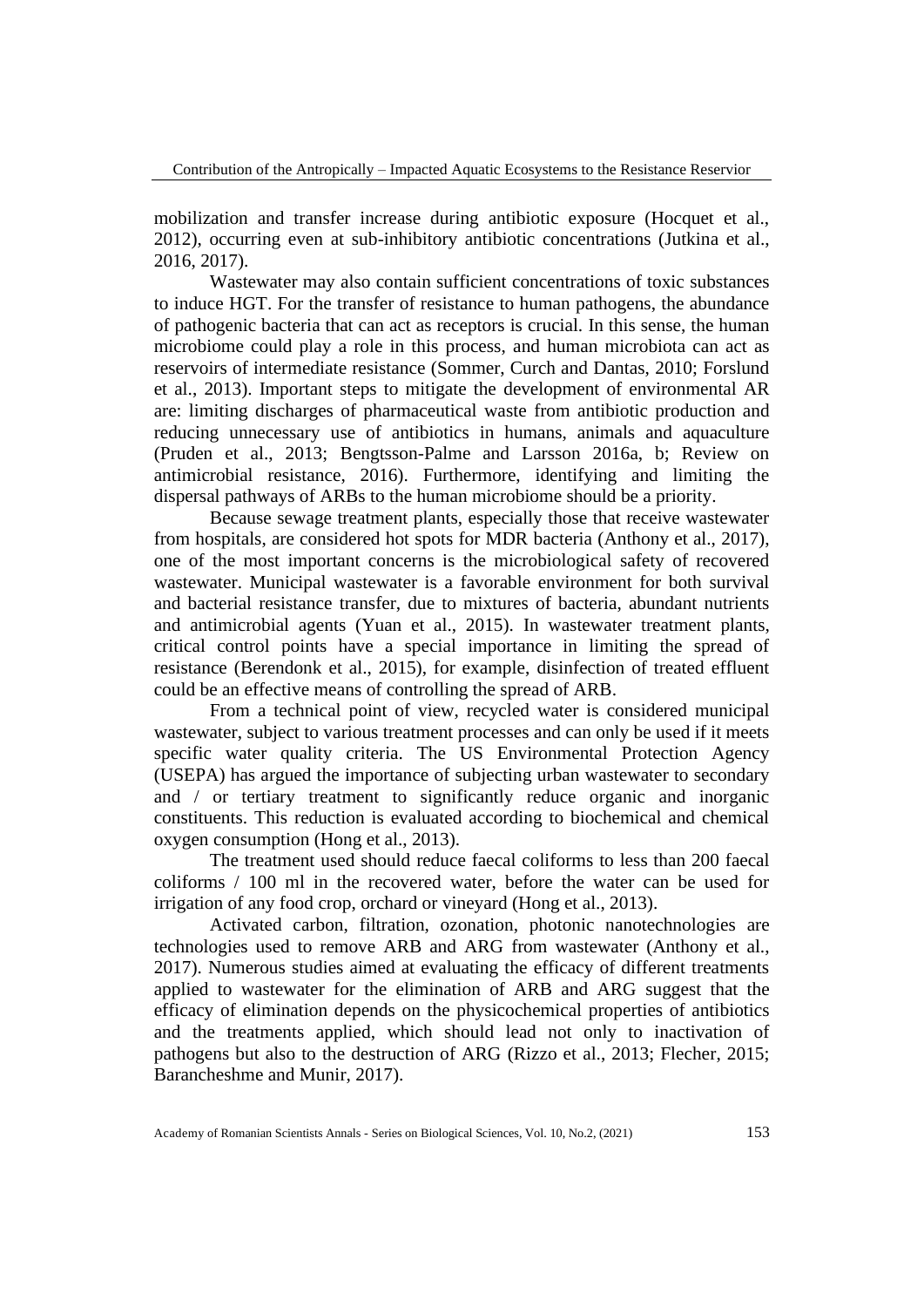mobilization and transfer increase during antibiotic exposure (Hocquet et al., 2012), occurring even at sub-inhibitory antibiotic concentrations (Jutkina et al., 2016, 2017).

Wastewater may also contain sufficient concentrations of toxic substances to induce HGT. For the transfer of resistance to human pathogens, the abundance of pathogenic bacteria that can act as receptors is crucial. In this sense, the human microbiome could play a role in this process, and human microbiota can act as reservoirs of intermediate resistance (Sommer, Curch and Dantas, 2010; Forslund et al., 2013). Important steps to mitigate the development of environmental AR are: limiting discharges of pharmaceutical waste from antibiotic production and reducing unnecessary use of antibiotics in humans, animals and aquaculture (Pruden et al., 2013; Bengtsson-Palme and Larsson 2016a, b; Review on antimicrobial resistance, 2016). Furthermore, identifying and limiting the dispersal pathways of ARBs to the human microbiome should be a priority.

Because sewage treatment plants, especially those that receive wastewater from hospitals, are considered hot spots for MDR bacteria (Anthony et al., 2017), one of the most important concerns is the microbiological safety of recovered wastewater. Municipal wastewater is a favorable environment for both survival and bacterial resistance transfer, due to mixtures of bacteria, abundant nutrients and antimicrobial agents (Yuan et al., 2015). In wastewater treatment plants, critical control points have a special importance in limiting the spread of resistance (Berendonk et al., 2015), for example, disinfection of treated effluent could be an effective means of controlling the spread of ARB.

From a technical point of view, recycled water is considered municipal wastewater, subject to various treatment processes and can only be used if it meets specific water quality criteria. The US Environmental Protection Agency (USEPA) has argued the importance of subjecting urban wastewater to secondary and / or tertiary treatment to significantly reduce organic and inorganic constituents. This reduction is evaluated according to biochemical and chemical oxygen consumption (Hong et al., 2013).

The treatment used should reduce faecal coliforms to less than 200 faecal coliforms / 100 ml in the recovered water, before the water can be used for irrigation of any food crop, orchard or vineyard (Hong et al., 2013).

Activated carbon, filtration, ozonation, photonic nanotechnologies are technologies used to remove ARB and ARG from wastewater (Anthony et al., 2017). Numerous studies aimed at evaluating the efficacy of different treatments applied to wastewater for the elimination of ARB and ARG suggest that the efficacy of elimination depends on the physicochemical properties of antibiotics and the treatments applied, which should lead not only to inactivation of pathogens but also to the destruction of ARG (Rizzo et al., 2013; Flecher, 2015; Barancheshme and Munir, 2017).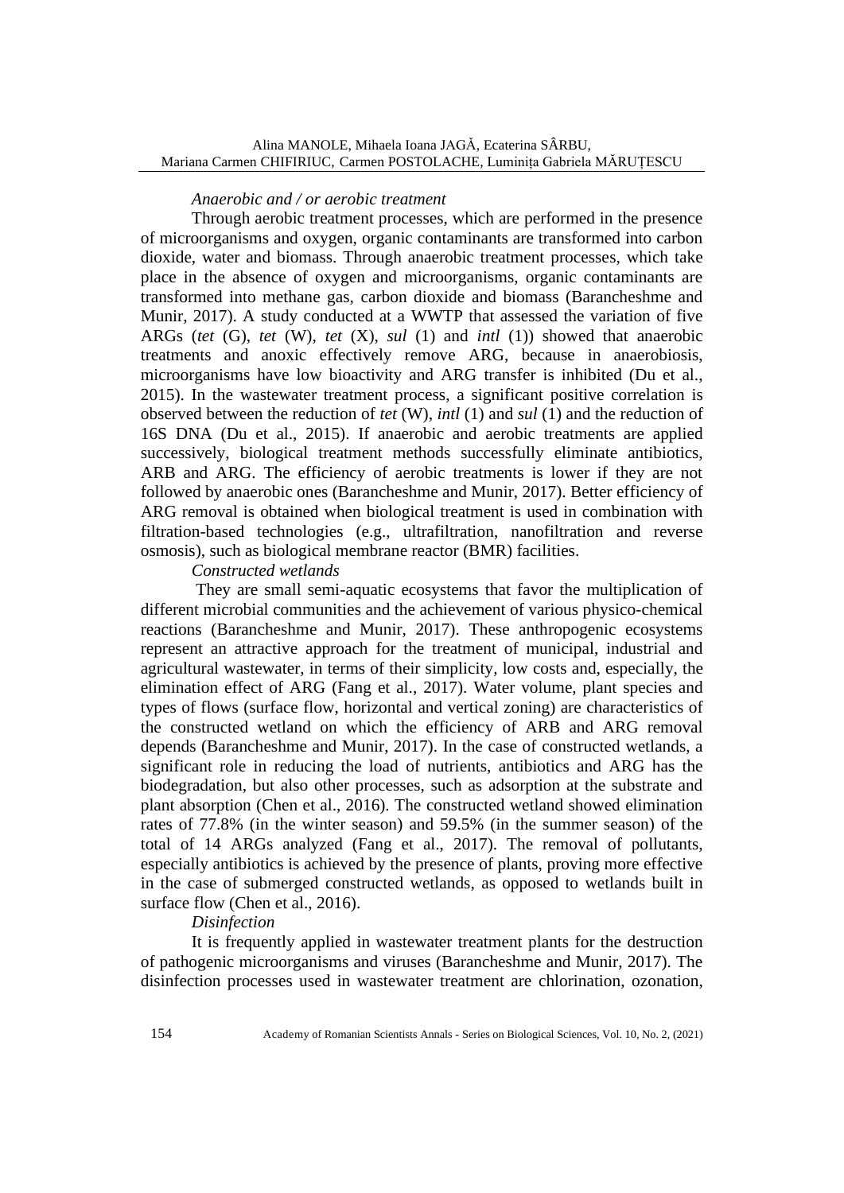*Anaerobic and / or aerobic treatment*

Through aerobic treatment processes, which are performed in the presence of microorganisms and oxygen, organic contaminants are transformed into carbon dioxide, water and biomass. Through anaerobic treatment processes, which take place in the absence of oxygen and microorganisms, organic contaminants are transformed into methane gas, carbon dioxide and biomass (Barancheshme and Munir, 2017). A study conducted at a WWTP that assessed the variation of five ARGs (*tet* (G), *tet* (W), *tet* (X), *sul* (1) and *intl* (1)) showed that anaerobic treatments and anoxic effectively remove ARG, because in anaerobiosis, microorganisms have low bioactivity and ARG transfer is inhibited (Du et al., 2015). In the wastewater treatment process, a significant positive correlation is observed between the reduction of *tet* (W), *intl* (1) and *sul* (1) and the reduction of 16S DNA (Du et al., 2015). If anaerobic and aerobic treatments are applied successively, biological treatment methods successfully eliminate antibiotics, ARB and ARG. The efficiency of aerobic treatments is lower if they are not followed by anaerobic ones (Barancheshme and Munir, 2017). Better efficiency of ARG removal is obtained when biological treatment is used in combination with filtration-based technologies (e.g., ultrafiltration, nanofiltration and reverse osmosis), such as biological membrane reactor (BMR) facilities.

*Constructed wetlands*

They are small semi-aquatic ecosystems that favor the multiplication of different microbial communities and the achievement of various physico-chemical reactions (Barancheshme and Munir, 2017). These anthropogenic ecosystems represent an attractive approach for the treatment of municipal, industrial and agricultural wastewater, in terms of their simplicity, low costs and, especially, the elimination effect of ARG (Fang et al., 2017). Water volume, plant species and types of flows (surface flow, horizontal and vertical zoning) are characteristics of the constructed wetland on which the efficiency of ARB and ARG removal depends (Barancheshme and Munir, 2017). In the case of constructed wetlands, a significant role in reducing the load of nutrients, antibiotics and ARG has the biodegradation, but also other processes, such as adsorption at the substrate and plant absorption (Chen et al., 2016). The constructed wetland showed elimination rates of 77.8% (in the winter season) and 59.5% (in the summer season) of the total of 14 ARGs analyzed (Fang et al., 2017). The removal of pollutants, especially antibiotics is achieved by the presence of plants, proving more effective in the case of submerged constructed wetlands, as opposed to wetlands built in surface flow (Chen et al., 2016).

*Disinfection*

It is frequently applied in wastewater treatment plants for the destruction of pathogenic microorganisms and viruses (Barancheshme and Munir, 2017). The disinfection processes used in wastewater treatment are chlorination, ozonation,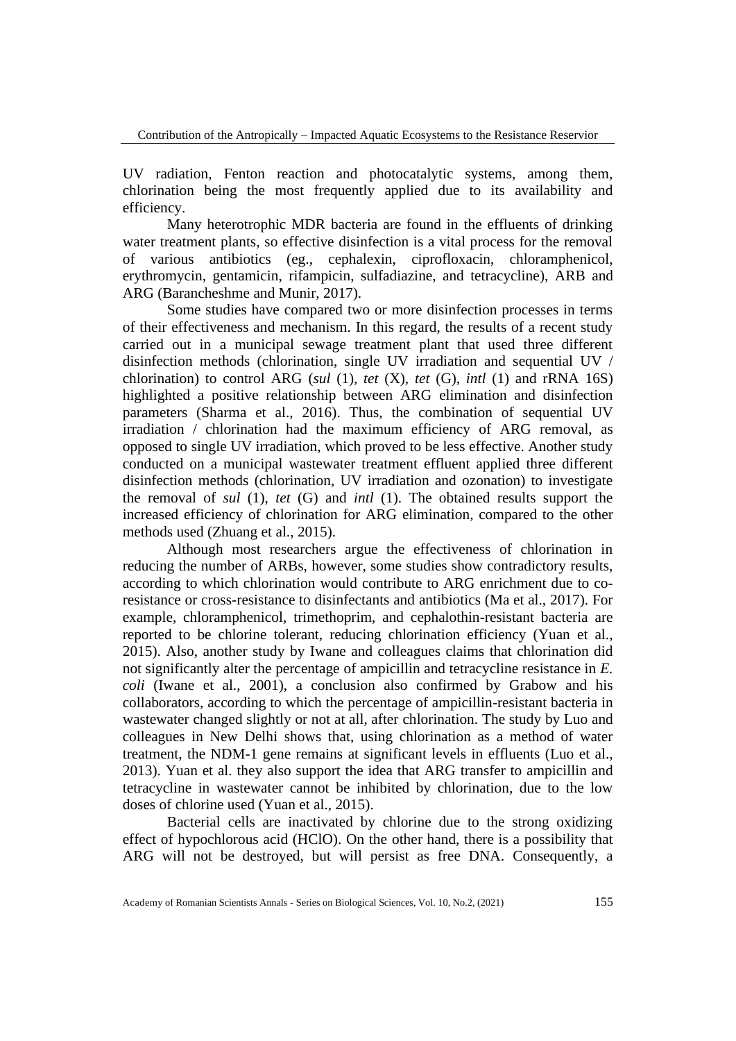UV radiation, Fenton reaction and photocatalytic systems, among them, chlorination being the most frequently applied due to its availability and efficiency.

Many heterotrophic MDR bacteria are found in the effluents of drinking water treatment plants, so effective disinfection is a vital process for the removal of various antibiotics (eg., cephalexin, ciprofloxacin, chloramphenicol, erythromycin, gentamicin, rifampicin, sulfadiazine, and tetracycline), ARB and ARG (Barancheshme and Munir, 2017).

Some studies have compared two or more disinfection processes in terms of their effectiveness and mechanism. In this regard, the results of a recent study carried out in a municipal sewage treatment plant that used three different disinfection methods (chlorination, single UV irradiation and sequential UV / chlorination) to control ARG (*sul* (1), *tet* (X), *tet* (G), *intl* (1) and rRNA 16S) highlighted a positive relationship between ARG elimination and disinfection parameters (Sharma et al., 2016). Thus, the combination of sequential UV irradiation / chlorination had the maximum efficiency of ARG removal, as opposed to single UV irradiation, which proved to be less effective. Another study conducted on a municipal wastewater treatment effluent applied three different disinfection methods (chlorination, UV irradiation and ozonation) to investigate the removal of *sul* (1), *tet* (G) and *intl* (1). The obtained results support the increased efficiency of chlorination for ARG elimination, compared to the other methods used (Zhuang et al., 2015).

Although most researchers argue the effectiveness of chlorination in reducing the number of ARBs, however, some studies show contradictory results, according to which chlorination would contribute to ARG enrichment due to co-resistance or cross-resistance to disinfectants and antibiotics (Ma et al., 2017). For example, chloramphenicol, trimethoprim, and cephalothin-resistant bacteria are reported to be chlorine tolerant, reducing chlorination efficiency (Yuan et al., 2015). Also, another study by Iwane and colleagues claims that chlorination did not significantly alter the percentage of ampicillin and tetracycline resistance in *E. coli* (Iwane et al., 2001), a conclusion also confirmed by Grabow and his collaborators, according to which the percentage of ampicillin-resistant bacteria in wastewater changed slightly or not at all, after chlorination. The study by Luo and colleagues in New Delhi shows that, using chlorination as a method of water treatment, the NDM-1 gene remains at significant levels in effluents (Luo et al., 2013). Yuan et al. they also support the idea that ARG transfer to ampicillin and tetracycline in wastewater cannot be inhibited by chlorination, due to the low doses of chlorine used (Yuan et al., 2015).

Bacterial cells are inactivated by chlorine due to the strong oxidizing effect of hypochlorous acid (HClO). On the other hand, there is a possibility that ARG will not be destroyed, but will persist as free DNA. Consequently, a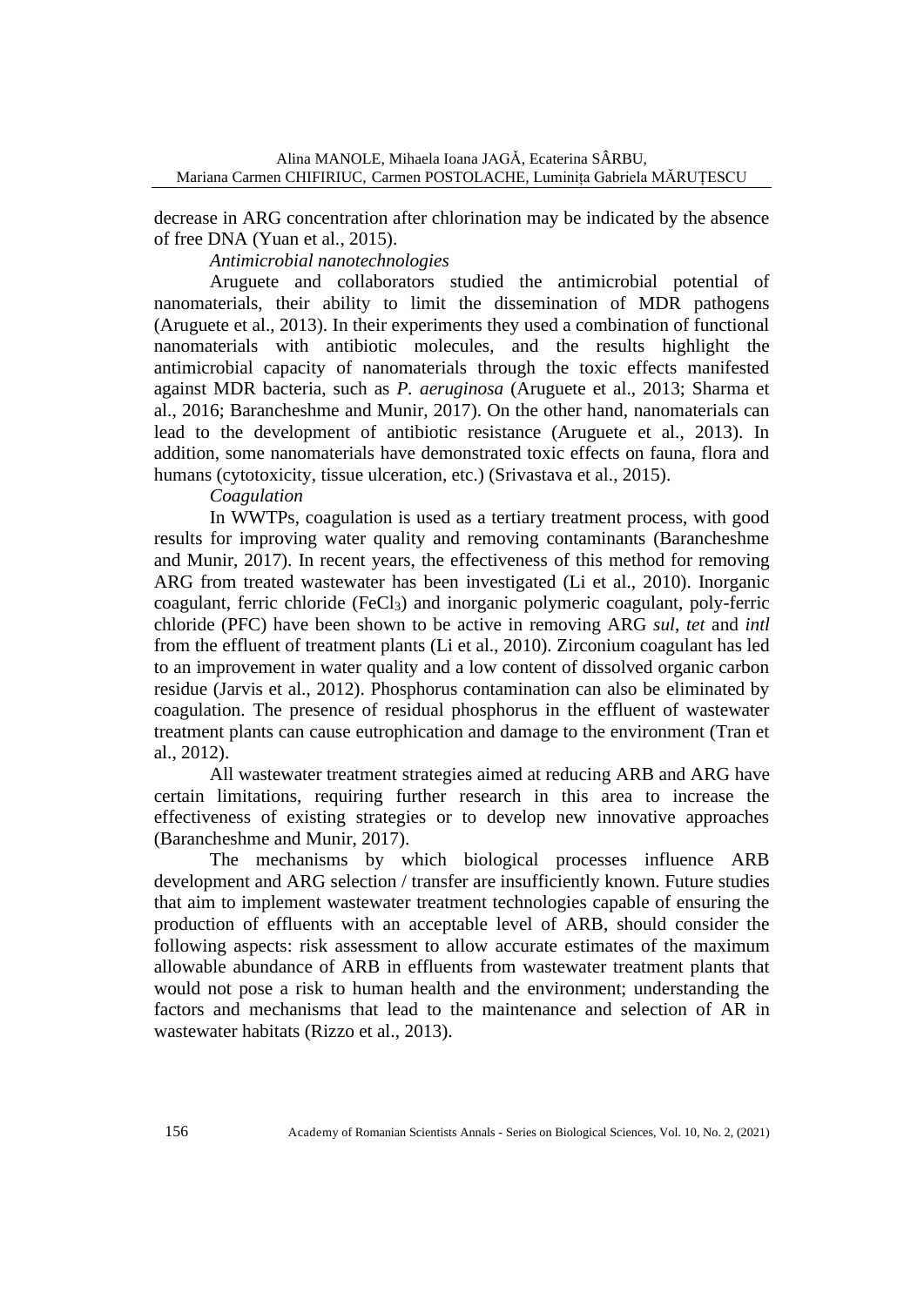decrease in ARG concentration after chlorination may be indicated by the absence of free DNA (Yuan et al., 2015).

*Antimicrobial nanotechnologies*

Aruguete and collaborators studied the antimicrobial potential of nanomaterials, their ability to limit the dissemination of MDR pathogens (Aruguete et al., 2013). In their experiments they used a combination of functional nanomaterials with antibiotic molecules, and the results highlight the antimicrobial capacity of nanomaterials through the toxic effects manifested against MDR bacteria, such as *P. aeruginosa* (Aruguete et al., 2013; Sharma et al., 2016; Barancheshme and Munir, 2017). On the other hand, nanomaterials can lead to the development of antibiotic resistance (Aruguete et al., 2013). In addition, some nanomaterials have demonstrated toxic effects on fauna, flora and humans (cytotoxicity, tissue ulceration, etc.) (Srivastava et al., 2015).

*Coagulation*

In WWTPs, coagulation is used as a tertiary treatment process, with good results for improving water quality and removing contaminants (Barancheshme and Munir, 2017). In recent years, the effectiveness of this method for removing ARG from treated wastewater has been investigated (Li et al., 2010). Inorganic coagulant, ferric chloride ($FeCl_3$) and inorganic polymeric coagulant, poly-ferric chloride (PFC) have been shown to be active in removing ARG *sul*, *tet* and *intl* from the effluent of treatment plants (Li et al., 2010). Zirconium coagulant has led to an improvement in water quality and a low content of dissolved organic carbon residue (Jarvis et al., 2012). Phosphorus contamination can also be eliminated by coagulation. The presence of residual phosphorus in the effluent of wastewater treatment plants can cause eutrophication and damage to the environment (Tran et al., 2012).

All wastewater treatment strategies aimed at reducing ARB and ARG have certain limitations, requiring further research in this area to increase the effectiveness of existing strategies or to develop new innovative approaches (Barancheshme and Munir, 2017).

The mechanisms by which biological processes influence ARB development and ARG selection / transfer are insufficiently known. Future studies that aim to implement wastewater treatment technologies capable of ensuring the production of effluents with an acceptable level of ARB, should consider the following aspects: risk assessment to allow accurate estimates of the maximum allowable abundance of ARB in effluents from wastewater treatment plants that would not pose a risk to human health and the environment; understanding the factors and mechanisms that lead to the maintenance and selection of AR in wastewater habitats (Rizzo et al., 2013).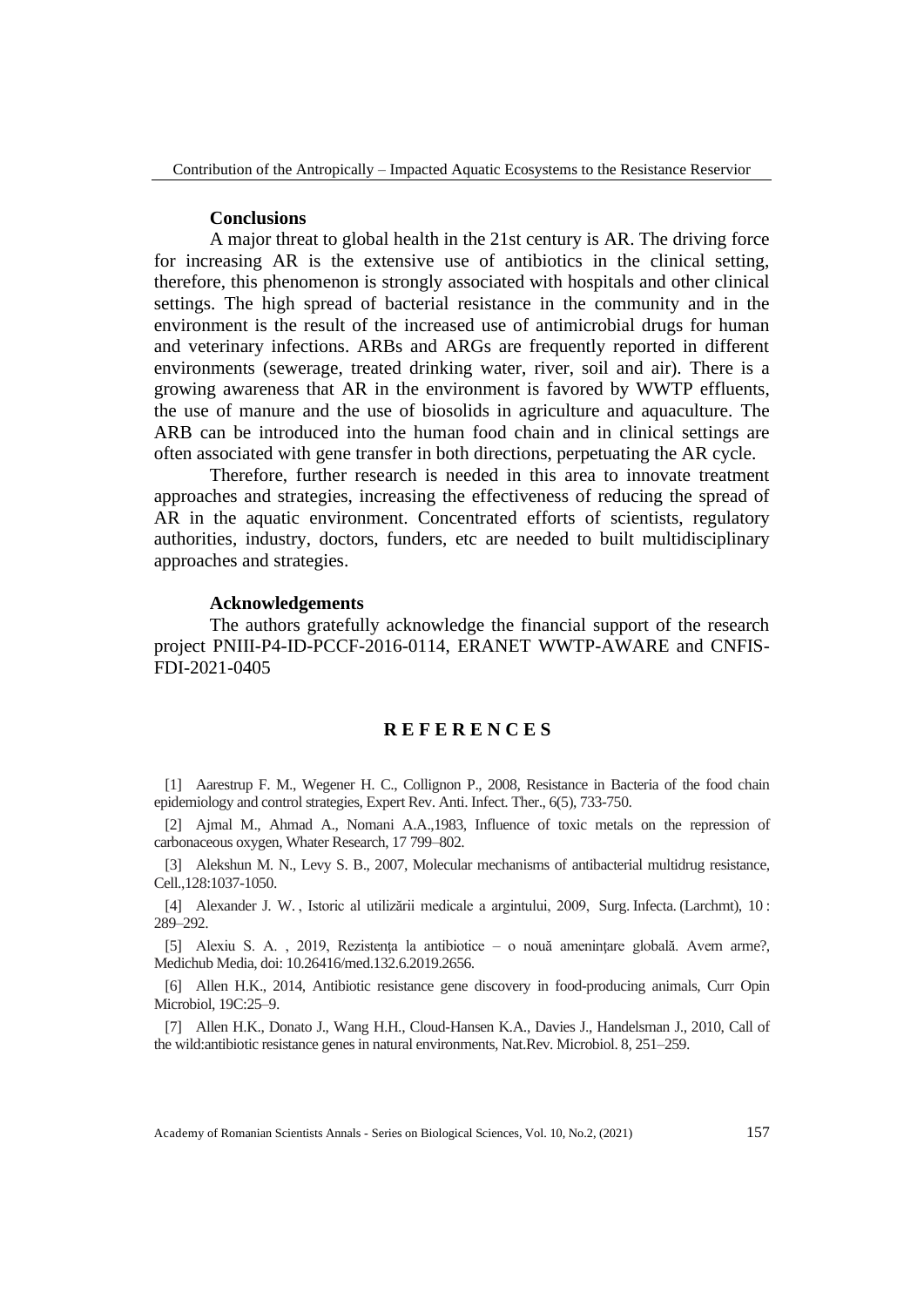## Conclusions

A major threat to global health in the 21st century is AR. The driving force for increasing AR is the extensive use of antibiotics in the clinical setting, therefore, this phenomenon is strongly associated with hospitals and other clinical settings. The high spread of bacterial resistance in the community and in the environment is the result of the increased use of antimicrobial drugs for human and veterinary infections. ARBs and ARGs are frequently reported in different environments (sewerage, treated drinking water, river, soil and air). There is a growing awareness that AR in the environment is favored by WWTP effluents, the use of manure and the use of biosolids in agriculture and aquaculture. The ARB can be introduced into the human food chain and in clinical settings are often associated with gene transfer in both directions, perpetuating the AR cycle.

Therefore, further research is needed in this area to innovate treatment approaches and strategies, increasing the effectiveness of reducing the spread of AR in the aquatic environment. Concentrated efforts of scientists, regulatory authorities, industry, doctors, funders, etc are needed to built multidisciplinary approaches and strategies.

## Acknowledgements

The authors gratefully acknowledge the financial support of the research project PNIII-P4-ID-PCCF-2016-0114, ERANET WWTP-AWARE and CNFIS-FDI-2021-0405

## R E F E R E N C E S

[1] Aarestrup F. M., Wegener H. C., Collignon P., 2008, Resistance in Bacteria of the food chain epidemiology and control strategies, Expert Rev. Anti. Infect. Ther., 6(5), 733-750.

[2] Ajmal M., Ahmad A., Nomani A.A.,1983, Influence of toxic metals on the repression of carbonaceous oxygen, Whater Research, 17 799–802.

[3] Alekshun M. N., Levy S. B., 2007, Molecular mechanisms of antibacterial multidrug resistance, Cell.,128:1037-1050.

[4] Alexander J. W. , Istoric al utilizării medicale a argintului, 2009, Surg. Infecta. (Larchmt), 10 : 289–292.

[5] Alexiu S. A. , 2019, Rezistența la antibiotice – o nouă amenințare globală. Avem arme?, Medichub Media, doi: 10.26416/med.132.6.2019.2656.

[6] Allen H.K., 2014, Antibiotic resistance gene discovery in food-producing animals, Curr Opin Microbiol, 19C:25–9.

[7] Allen H.K., Donato J., Wang H.H., Cloud-Hansen K.A., Davies J., Handelsman J., 2010, Call of the wild:antibiotic resistance genes in natural environments, Nat.Rev. Microbiol. 8, 251–259.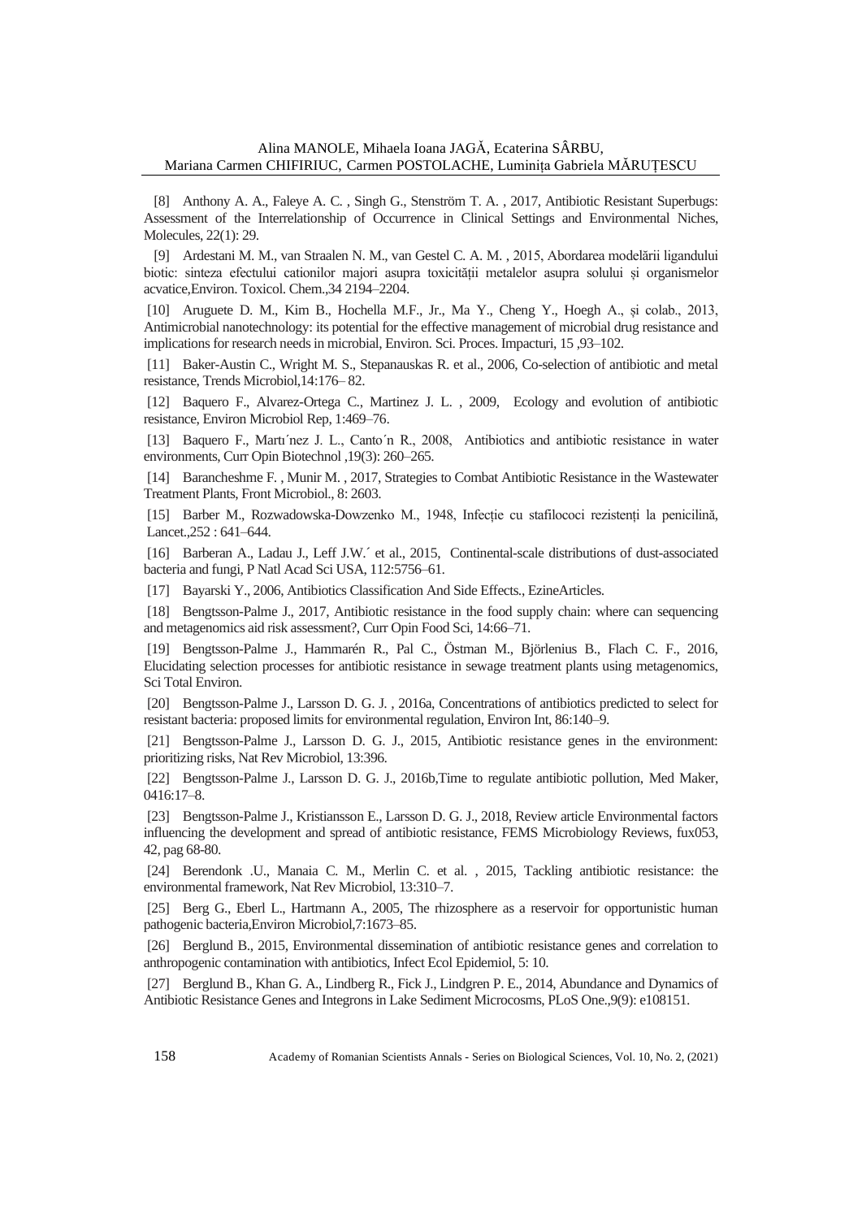[8] Anthony A. A., Faleye A. C. , Singh G., Stenström T. A. , 2017, Antibiotic Resistant Superbugs: Assessment of the Interrelationship of Occurrence in Clinical Settings and Environmental Niches, Molecules, 22(1): 29.

[9] Ardestani M. M., van Straalen N. M., van Gestel C. A. M. , 2015, Abordarea modelării ligandului biotic: sinteza efectului cationilor majori asupra toxicității metalelor asupra solului și organismelor acvatice,Environ. Toxicol. Chem.,34 2194–2204.

[10] Aruguete D. M., Kim B., Hochella M.F., Jr., Ma Y., Cheng Y., Hoegh A., și colab., 2013, Antimicrobial nanotechnology: its potential for the effective management of microbial drug resistance and implications for research needs in microbial, Environ. Sci. Proces. Impacturi, 15 ,93–102.

[11] Baker-Austin C., Wright M. S., Stepanauskas R. et al., 2006, Co-selection of antibiotic and metal resistance, Trends Microbiol,14:176– 82.

[12] Baquero F., Alvarez-Ortega C., Martinez J. L. , 2009, Ecology and evolution of antibiotic resistance, Environ Microbiol Rep, 1:469–76.

[13] Baquero F., Martı´nez J. L., Canto´n R., 2008, Antibiotics and antibiotic resistance in water environments, Curr Opin Biotechnol ,19(3): 260–265.

[14] Barancheshme F. , Munir M. , 2017, Strategies to Combat Antibiotic Resistance in the Wastewater Treatment Plants, Front Microbiol., 8: 2603.

[15] Barber M., Rozwadowska-Dowzenko M., 1948, Infecție cu stafilococi rezistenți la penicilină, Lancet.,252 : 641–644.

[16] Barberan A., Ladau J., Leff J.W.´ et al., 2015, Continental-scale distributions of dust-associated bacteria and fungi, P Natl Acad Sci USA, 112:5756–61.

[17] Bayarski Y., 2006, Antibiotics Classification And Side Effects., EzineArticles.

[18] Bengtsson-Palme J., 2017, Antibiotic resistance in the food supply chain: where can sequencing and metagenomics aid risk assessment?, Curr Opin Food Sci, 14:66–71.

[19] Bengtsson-Palme J., Hammarén R., Pal C., Östman M., Björlenius B., Flach C. F., 2016, Elucidating selection processes for antibiotic resistance in sewage treatment plants using metagenomics, Sci Total Environ.

[20] Bengtsson-Palme J., Larsson D. G. J. , 2016a, Concentrations of antibiotics predicted to select for resistant bacteria: proposed limits for environmental regulation, Environ Int, 86:140–9.

[21] Bengtsson-Palme J., Larsson D. G. J., 2015, Antibiotic resistance genes in the environment: prioritizing risks, Nat Rev Microbiol, 13:396.

[22] Bengtsson-Palme J., Larsson D. G. J., 2016b,Time to regulate antibiotic pollution, Med Maker, 0416:17–8.

[23] Bengtsson-Palme J., Kristiansson E., Larsson D. G. J., 2018, Review article Environmental factors influencing the development and spread of antibiotic resistance, FEMS Microbiology Reviews, fux053, 42, pag 68-80.

[24] Berendonk .U., Manaia C. M., Merlin C. et al. , 2015, Tackling antibiotic resistance: the environmental framework, Nat Rev Microbiol, 13:310–7.

[25] Berg G., Eberl L., Hartmann A., 2005, The rhizosphere as a reservoir for opportunistic human pathogenic bacteria,Environ Microbiol,7:1673–85.

[26] Berglund B., 2015, Environmental dissemination of antibiotic resistance genes and correlation to anthropogenic contamination with antibiotics, Infect Ecol Epidemiol, 5: 10.

[27] Berglund B., Khan G. A., Lindberg R., Fick J., Lindgren P. E., 2014, Abundance and Dynamics of Antibiotic Resistance Genes and Integrons in Lake Sediment Microcosms, PLoS One.,9(9): e108151.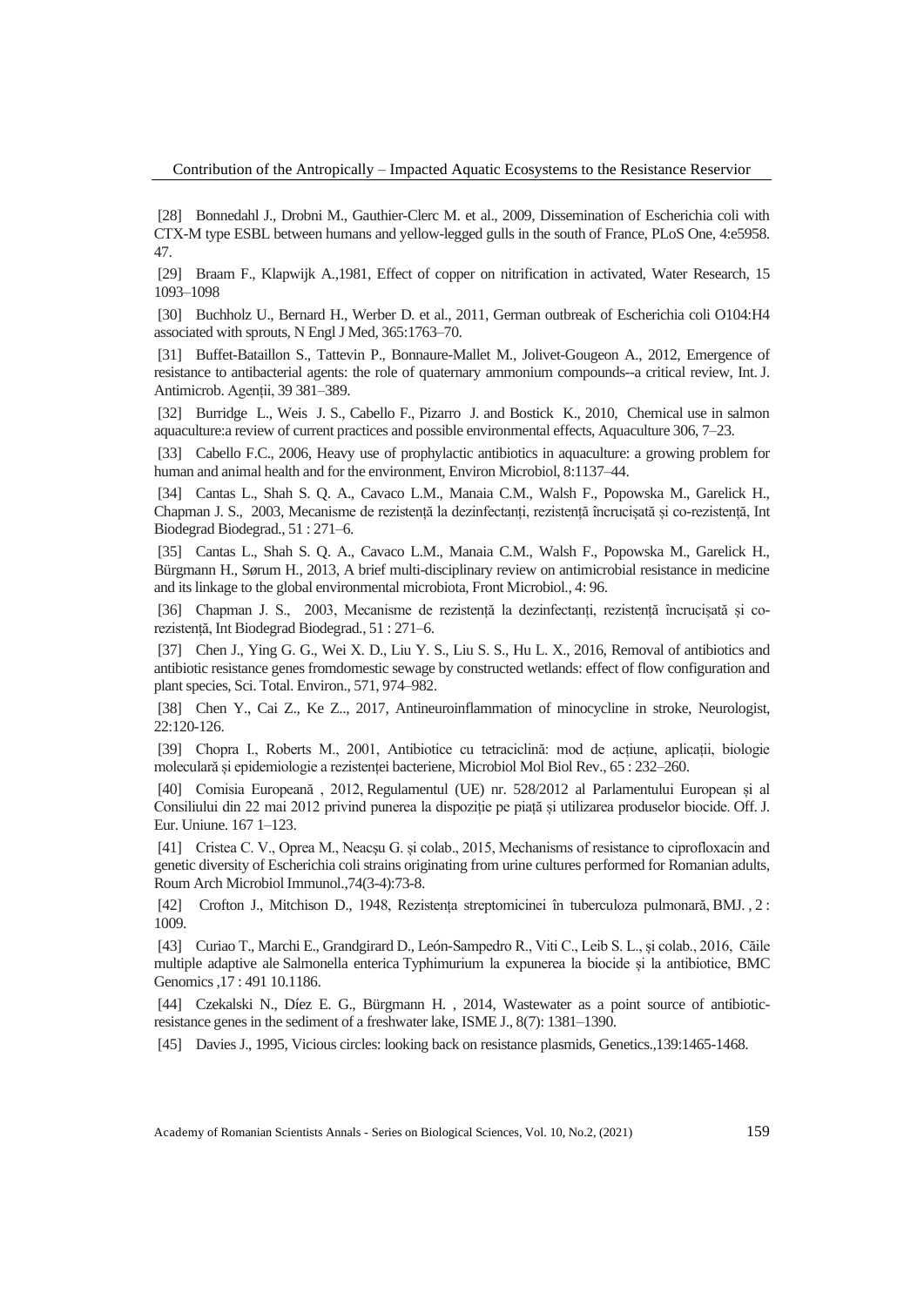[28] Bonnedahl J., Drobni M., Gauthier-Clerc M. et al., 2009, Dissemination of Escherichia coli with CTX-M type ESBL between humans and yellow-legged gulls in the south of France, PLoS One, 4:e5958. 47.

[29] Braam F., Klapwijk A.,1981, Effect of copper on nitrification in activated, Water Research, 15 1093–1098

[30] Buchholz U., Bernard H., Werber D. et al., 2011, German outbreak of Escherichia coli O104:H4 associated with sprouts, N Engl J Med, 365:1763–70.

[31] Buffet-Bataillon S., Tattevin P., Bonnaure-Mallet M., Jolivet-Gougeon A., 2012, Emergence of resistance to antibacterial agents: the role of quaternary ammonium compounds--a critical review, Int. J. Antimicrob. Agenții, 39 381–389.

[32] Burridge L., Weis J. S., Cabello F., Pizarro J. and Bostick K., 2010, Chemical use in salmon aquaculture:a review of current practices and possible environmental effects, Aquaculture 306, 7–23.

[33] Cabello F.C., 2006, Heavy use of prophylactic antibiotics in aquaculture: a growing problem for human and animal health and for the environment, Environ Microbiol, 8:1137–44.

[34] Cantas L., Shah S. Q. A., Cavaco L.M., Manaia C.M., Walsh F., Popowska M., Garelick H., Chapman J. S., 2003, Mecanisme de rezistență la dezinfectanți, rezistență încrucișată și co-rezistență, Int Biodegrad Biodegrad., 51 : 271–6.

[35] Cantas L., Shah S. Q. A., Cavaco L.M., Manaia C.M., Walsh F., Popowska M., Garelick H., Bürgmann H., Sørum H., 2013, A brief multi-disciplinary review on antimicrobial resistance in medicine and its linkage to the global environmental microbiota, Front Microbiol., 4: 96.

[36] Chapman J. S., 2003, Mecanisme de rezistență la dezinfectanți, rezistență încrucișată și co-rezistență, Int Biodegrad Biodegrad., 51 : 271–6.

[37] Chen J., Ying G. G., Wei X. D., Liu Y. S., Liu S. S., Hu L. X., 2016, Removal of antibiotics and antibiotic resistance genes fromdomestic sewage by constructed wetlands: effect of flow configuration and plant species, Sci. Total. Environ., 571, 974–982.

[38] Chen Y., Cai Z., Ke Z.., 2017, Antineuroinflammation of minocycline in stroke, Neurologist, 22:120-126.

[39] Chopra I., Roberts M., 2001, Antibiotice cu tetraciclină: mod de acțiune, aplicații, biologie moleculară și epidemiologie a rezistenței bacteriene, Microbiol Mol Biol Rev., 65 : 232–260.

[40] Comisia Europeană , 2012, Regulamentul (UE) nr. 528/2012 al Parlamentului European și al Consiliului din 22 mai 2012 privind punerea la dispoziție pe piață și utilizarea produselor biocide. Off. J. Eur. Uniune. 167 1–123.

[41] Cristea C. V., Oprea M., Neacșu G. și colab., 2015, Mechanisms of resistance to ciprofloxacin and genetic diversity of Escherichia coli strains originating from urine cultures performed for Romanian adults, Roum Arch Microbiol Immunol.,74(3-4):73-8.

[42] Crofton J., Mitchison D., 1948, Rezistența streptomicinei în tuberculoza pulmonară, BMJ. , 2 : 1009.

[43] Curiao T., Marchi E., Grandgirard D., León-Sampedro R., Viti C., Leib S. L., și colab., 2016, Căile multiple adaptive ale Salmonella enterica Typhimurium la expunerea la biocide și la antibiotice, BMC Genomics ,17 : 491 10.1186.

[44] Czekalski N., Díez E. G., Bürgmann H. , 2014, Wastewater as a point source of antibiotic-resistance genes in the sediment of a freshwater lake, ISME J., 8(7): 1381–1390.

[45] Davies J., 1995, Vicious circles: looking back on resistance plasmids, Genetics.,139:1465-1468.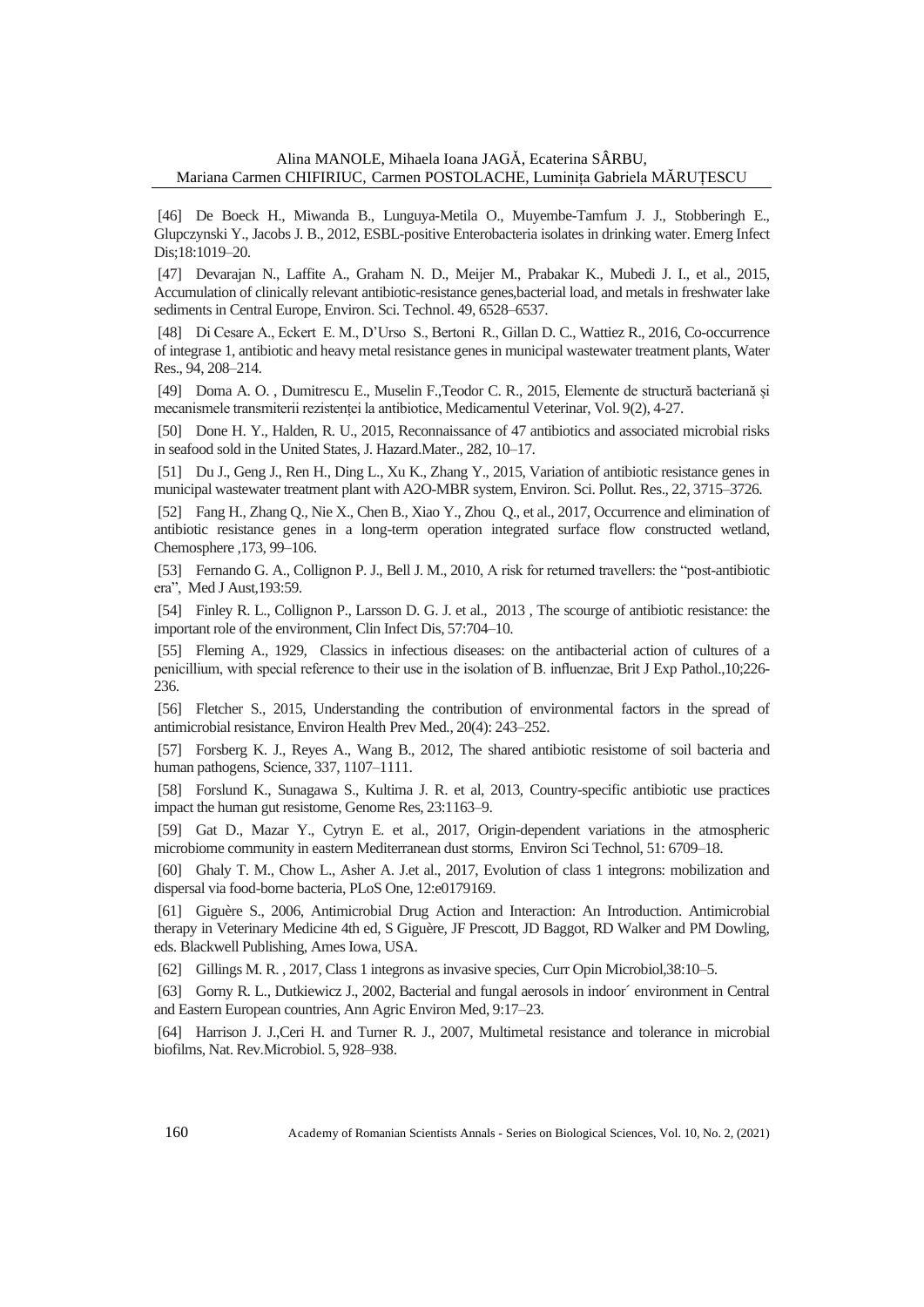[46] De Boeck H., Miwanda B., Lunguya-Metila O., Muyembe-Tamfum J. J., Stobberingh E., Glupczynski Y., Jacobs J. B., 2012, ESBL-positive Enterobacteria isolates in drinking water. Emerg Infect Dis;18:1019–20.

[47] Devarajan N., Laffite A., Graham N. D., Meijer M., Prabakar K., Mubedi J. I., et al., 2015, Accumulation of clinically relevant antibiotic-resistance genes,bacterial load, and metals in freshwater lake sediments in Central Europe, Environ. Sci. Technol. 49, 6528–6537.

[48] Di Cesare A., Eckert E. M., D'Urso S., Bertoni R., Gillan D. C., Wattiez R., 2016, Co-occurrence of integrase 1, antibiotic and heavy metal resistance genes in municipal wastewater treatment plants, Water Res., 94, 208–214.

[49] Doma A. O. , Dumitrescu E., Muselin F.,Teodor C. R., 2015, Elemente de structură bacteriană și mecanismele transmiterii rezistenței la antibiotice, Medicamentul Veterinar, Vol. 9(2), 4-27.

[50] Done H. Y., Halden, R. U., 2015, Reconnaissance of 47 antibiotics and associated microbial risks in seafood sold in the United States, J. Hazard.Mater., 282, 10–17.

[51] Du J., Geng J., Ren H., Ding L., Xu K., Zhang Y., 2015, Variation of antibiotic resistance genes in municipal wastewater treatment plant with A2O-MBR system, Environ. Sci. Pollut. Res., 22, 3715–3726.

[52] Fang H., Zhang Q., Nie X., Chen B., Xiao Y., Zhou Q., et al., 2017, Occurrence and elimination of antibiotic resistance genes in a long-term operation integrated surface flow constructed wetland, Chemosphere ,173, 99–106.

[53] Fernando G. A., Collignon P. J., Bell J. M., 2010, A risk for returned travellers: the "post-antibiotic era", Med J Aust,193:59.

[54] Finley R. L., Collignon P., Larsson D. G. J. et al., 2013 , The scourge of antibiotic resistance: the important role of the environment, Clin Infect Dis, 57:704–10.

[55] Fleming A., 1929, Classics in infectious diseases: on the antibacterial action of cultures of a penicillium, with special reference to their use in the isolation of B. influenzae, Brit J Exp Pathol.,10;226-236.

[56] Fletcher S., 2015, Understanding the contribution of environmental factors in the spread of antimicrobial resistance, Environ Health Prev Med., 20(4): 243–252.

[57] Forsberg K. J., Reyes A., Wang B., 2012, The shared antibiotic resistome of soil bacteria and human pathogens, Science, 337, 1107–1111.

[58] Forslund K., Sunagawa S., Kultima J. R. et al, 2013, Country-specific antibiotic use practices impact the human gut resistome, Genome Res, 23:1163–9.

[59] Gat D., Mazar Y., Cytryn E. et al., 2017, Origin-dependent variations in the atmospheric microbiome community in eastern Mediterranean dust storms, Environ Sci Technol, 51: 6709–18.

[60] Ghaly T. M., Chow L., Asher A. J.et al., 2017, Evolution of class 1 integrons: mobilization and dispersal via food-borne bacteria, PLoS One, 12:e0179169.

[61] Giguère S., 2006, Antimicrobial Drug Action and Interaction: An Introduction. Antimicrobial therapy in Veterinary Medicine 4th ed, S Giguère, JF Prescott, JD Baggot, RD Walker and PM Dowling, eds. Blackwell Publishing, Ames Iowa, USA.

[62] Gillings M. R. , 2017, Class 1 integrons as invasive species, Curr Opin Microbiol,38:10–5.

[63] Gorny R. L., Dutkiewicz J., 2002, Bacterial and fungal aerosols in indoor´ environment in Central and Eastern European countries, Ann Agric Environ Med, 9:17–23.

[64] Harrison J. J.,Ceri H. and Turner R. J., 2007, Multimetal resistance and tolerance in microbial biofilms, Nat. Rev.Microbiol. 5, 928–938.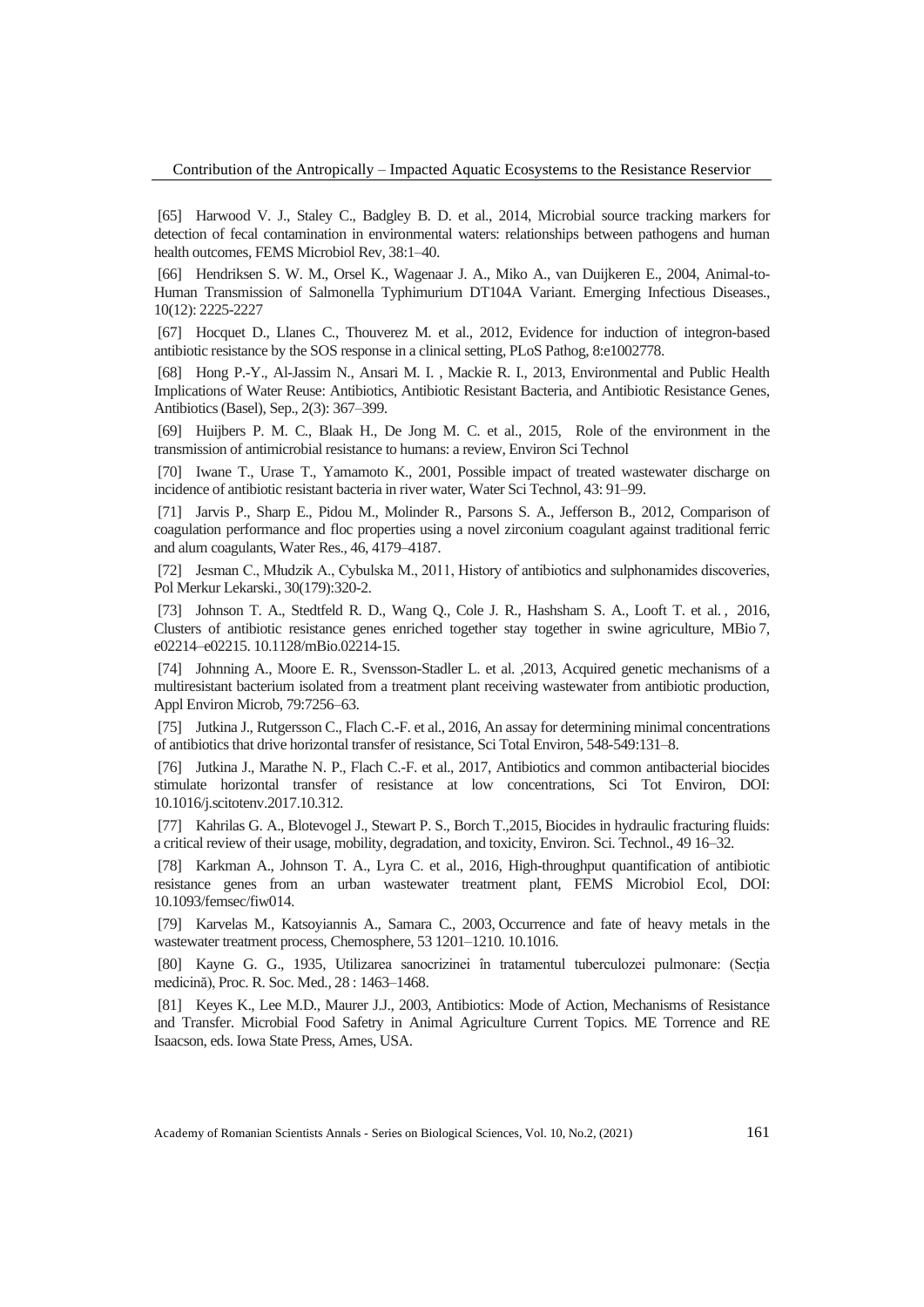[65] Harwood V. J., Staley C., Badgley B. D. et al., 2014, Microbial source tracking markers for detection of fecal contamination in environmental waters: relationships between pathogens and human health outcomes, FEMS Microbiol Rev, 38:1–40.

[66] Hendriksen S. W. M., Orsel K., Wagenaar J. A., Miko A., van Duijkeren E., 2004, Animal-to-Human Transmission of Salmonella Typhimurium DT104A Variant. Emerging Infectious Diseases., 10(12): 2225-2227

[67] Hocquet D., Llanes C., Thouverez M. et al., 2012, Evidence for induction of integron-based antibiotic resistance by the SOS response in a clinical setting, PLoS Pathog, 8:e1002778.

[68] Hong P.-Y., Al-Jassim N., Ansari M. I. , Mackie R. I., 2013, Environmental and Public Health Implications of Water Reuse: Antibiotics, Antibiotic Resistant Bacteria, and Antibiotic Resistance Genes, Antibiotics (Basel), Sep., 2(3): 367–399.

[69] Huijbers P. M. C., Blaak H., De Jong M. C. et al., 2015, Role of the environment in the transmission of antimicrobial resistance to humans: a review, Environ Sci Technol

[70] Iwane T., Urase T., Yamamoto K., 2001, Possible impact of treated wastewater discharge on incidence of antibiotic resistant bacteria in river water, Water Sci Technol, 43: 91–99.

[71] Jarvis P., Sharp E., Pidou M., Molinder R., Parsons S. A., Jefferson B., 2012, Comparison of coagulation performance and floc properties using a novel zirconium coagulant against traditional ferric and alum coagulants, Water Res., 46, 4179–4187.

[72] Jesman C., Mludzik A., Cybulska M., 2011, History of antibiotics and sulphonamides discoveries, Pol Merkur Lekarski., 30(179):320-2.

[73] Johnson T. A., Stedtfeld R. D., Wang Q., Cole J. R., Hashsham S. A., Looft T. et al. , 2016, Clusters of antibiotic resistance genes enriched together stay together in swine agriculture, MBio 7, e02214–e02215. 10.1128/mBio.02214-15.

[74] Johnning A., Moore E. R., Svensson-Stadler L. et al. ,2013, Acquired genetic mechanisms of a multiresistant bacterium isolated from a treatment plant receiving wastewater from antibiotic production, Appl Environ Microb, 79:7256–63.

[75] Jutkina J., Rutgersson C., Flach C.-F. et al., 2016, An assay for determining minimal concentrations of antibiotics that drive horizontal transfer of resistance, Sci Total Environ, 548-549:131–8.

[76] Jutkina J., Marathe N. P., Flach C.-F. et al., 2017, Antibiotics and common antibacterial biocides stimulate horizontal transfer of resistance at low concentrations, Sci Tot Environ, DOI: 10.1016/j.scitotenv.2017.10.312.

[77] Kahrilas G. A., Blotevogel J., Stewart P. S., Borch T.,2015, Biocides in hydraulic fracturing fluids: a critical review of their usage, mobility, degradation, and toxicity, Environ. Sci. Technol., 49 16–32.

[78] Karkman A., Johnson T. A., Lyra C. et al., 2016, High-throughput quantification of antibiotic resistance genes from an urban wastewater treatment plant, FEMS Microbiol Ecol, DOI: 10.1093/femsec/fiw014.

[79] Karvelas M., Katsoyiannis A., Samara C., 2003, Occurrence and fate of heavy metals in the wastewater treatment process, Chemosphere, 53 1201–1210. 10.1016.

[80] Kayne G. G., 1935, Utilizarea sanocrizinei în tratamentul tuberculozei pulmonare: (Secția medicină), Proc. R. Soc. Med., 28 : 1463–1468.

[81] Keyes K., Lee M.D., Maurer J.J., 2003, Antibiotics: Mode of Action, Mechanisms of Resistance and Transfer. Microbial Food Safetry in Animal Agriculture Current Topics. ME Torrence and RE Isaacson, eds. Iowa State Press, Ames, USA.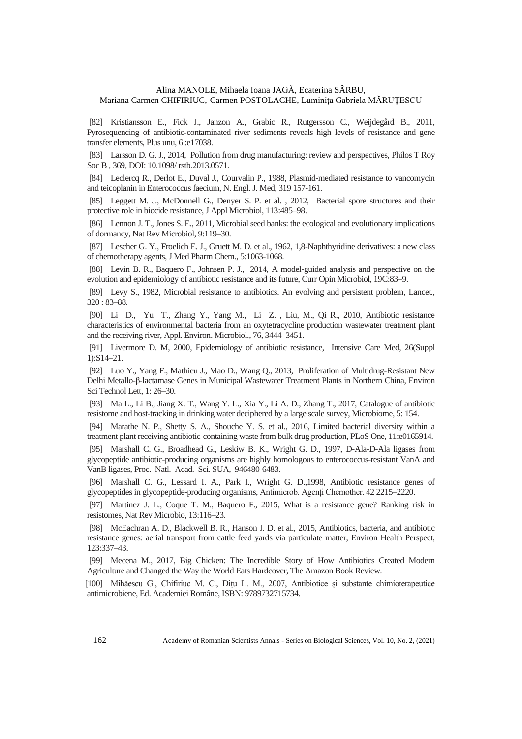[82] Kristiansson E., Fick J., Janzon A., Grabic R., Rutgersson C., Weijdegård B., 2011, Pyrosequencing of antibiotic-contaminated river sediments reveals high levels of resistance and gene transfer elements, Plus unu, 6 :e17038.

[83] Larsson D. G. J., 2014, Pollution from drug manufacturing: review and perspectives, Philos T Roy Soc B , 369, DOI: 10.1098/ rstb.2013.0571.

[84] Leclercq R., Derlot E., Duval J., Courvalin P., 1988, Plasmid-mediated resistance to vancomycin and teicoplanin in Enterococcus faecium, N. Engl. J. Med, 319 157-161.

[85] Leggett M. J., McDonnell G., Denyer S. P. et al. , 2012, Bacterial spore structures and their protective role in biocide resistance, J Appl Microbiol, 113:485–98.

[86] Lennon J. T., Jones S. E., 2011, Microbial seed banks: the ecological and evolutionary implications of dormancy, Nat Rev Microbiol, 9:119–30.

[87] Lescher G. Y., Froelich E. J., Gruett M. D. et al., 1962, 1,8-Naphthyridine derivatives: a new class of chemotherapy agents, J Med Pharm Chem., 5:1063-1068.

[88] Levin B. R., Baquero F., Johnsen P. J., 2014, A model-guided analysis and perspective on the evolution and epidemiology of antibiotic resistance and its future, Curr Opin Microbiol, 19C:83–9.

[89] Levy S., 1982, Microbial resistance to antibiotics. An evolving and persistent problem, Lancet., 320 : 83–88.

[90] Li D., Yu T., Zhang Y., Yang M., Li Z. , Liu, M., Qi R., 2010, Antibiotic resistance characteristics of environmental bacteria from an oxytetracycline production wastewater treatment plant and the receiving river, Appl. Environ. Microbiol., 76, 3444–3451.

[91] Livermore D. M, 2000, Epidemiology of antibiotic resistance, Intensive Care Med, 26(Suppl 1):S14–21.

[92] Luo Y., Yang F., Mathieu J., Mao D., Wang Q., 2013, Proliferation of Multidrug-Resistant New Delhi Metallo-β-lactamase Genes in Municipal Wastewater Treatment Plants in Northern China, Environ Sci Technol Lett, 1: 26–30.

[93] Ma L., Li B., Jiang X. T., Wang Y. L., Xia Y., Li A. D., Zhang T., 2017, Catalogue of antibiotic resistome and host-tracking in drinking water deciphered by a large scale survey, Microbiome, 5: 154.

[94] Marathe N. P., Shetty S. A., Shouche Y. S. et al., 2016, Limited bacterial diversity within a treatment plant receiving antibiotic-containing waste from bulk drug production, PLoS One, 11:e0165914.

[95] Marshall C. G., Broadhead G., Leskiw B. K., Wright G. D., 1997, D-Ala-D-Ala ligases from glycopeptide antibiotic-producing organisms are highly homologous to enterococcus-resistant VanA and VanB ligases, Proc. Natl. Acad. Sci. SUA, 946480-6483.

[96] Marshall C. G., Lessard I. A., Park I., Wright G. D.,1998, Antibiotic resistance genes of glycopeptides in glycopeptide-producing organisms, Antimicrob. Agenți Chemother. 42 2215–2220.

[97] Martinez J. L., Coque T. M., Baquero F., 2015, What is a resistance gene? Ranking risk in resistomes, Nat Rev Microbio, 13:116–23.

[98] McEachran A. D., Blackwell B. R., Hanson J. D. et al., 2015, Antibiotics, bacteria, and antibiotic resistance genes: aerial transport from cattle feed yards via particulate matter, Environ Health Perspect, 123:337–43.

[99] Mecena M., 2017, Big Chicken: The Incredible Story of How Antibiotics Created Modern Agriculture and Changed the Way the World Eats Hardcover, The Amazon Book Review.

[100] Mihăescu G., Chifiriuc M. C., Dițu L. M., 2007, Antibiotice și substante chimioterapeutice antimicrobiene, Ed. Academiei Române, ISBN: 9789732715734.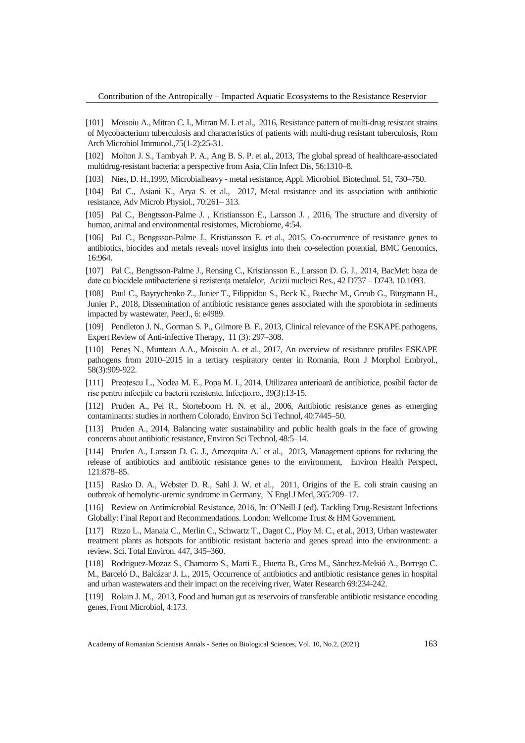[101] Moisoiu A., Mitran C. I., Mitran M. I. et al., 2016, Resistance pattern of multi-drug resistant strains of Mycobacterium tuberculosis and characteristics of patients with multi-drug resistant tuberculosis, Rom Arch Microbiol Immunol.,75(1-2):25-31.

[102] Molton J. S., Tambyah P. A., Ang B. S. P. et al., 2013, The global spread of healthcare-associated multidrug-resistant bacteria: a perspective from Asia, Clin Infect Dis, 56:1310–8.

[103] Nies, D. H.,1999, Microbialheavy - metal resistance, Appl. Microbiol. Biotechnol. 51, 730–750.

[104] Pal C., Asiani K., Arya S. et al., 2017, Metal resistance and its association with antibiotic resistance, Adv Microb Physiol., 70:261– 313.

[105] Pal C., Bengtsson-Palme J. , Kristiansson E., Larsson J. , 2016, The structure and diversity of human, animal and environmental resistomes, Microbiome, 4:54.

[106] Pal C., Bengtsson-Palme J., Kristiansson E. et al., 2015, Co-occurrence of resistance genes to antibiotics, biocides and metals reveals novel insights into their co-selection potential, BMC Genomics, 16:964.

[107] Pal C., Bengtsson-Palme J., Rensing C., Kristiansson E., Larsson D. G. J., 2014, BacMet: baza de date cu biocidele antibacteriene și rezistența metalelor, Acizii nucleici Res., 42 D737 – D743. 10.1093.

[108] Paul C., Bayrychenko Z., Junier T., Filippidou S., Beck K., Bueche M., Greub G., Bürgmann H., Junier P., 2018, Dissemination of antibiotic resistance genes associated with the sporobiota in sediments impacted by wastewater, PeerJ., 6: e4989.

[109] Pendleton J. N., Gorman S. P., Gilmore B. F., 2013, Clinical relevance of the ESKAPE pathogens, Expert Review of Anti-infective Therapy, 11 (3): 297–308.

[110] Peneș N., Muntean A.A., Moisoiu A. et al., 2017, An overview of resistance profiles ESKAPE pathogens from 2010–2015 in a tertiary respiratory center in Romania, Rom J Morphol Embryol., 58(3):909-922.

[111] Preoțescu L., Nodea M. E., Popa M. I., 2014, Utilizarea anterioară de antibiotice, posibil factor de risc pentru infecțiile cu bacterii rezistente, Infecțio.ro., 39(3):13-15.

[112] Pruden A., Pei R., Storteboom H. N. et al., 2006, Antibiotic resistance genes as emerging contaminants: studies in northern Colorado, Environ Sci Technol, 40:7445–50.

[113] Pruden A., 2014, Balancing water sustainability and public health goals in the face of growing concerns about antibiotic resistance, Environ Sci Technol, 48:5–14.

[114] Pruden A., Larsson D. G. J., Amezquita A.´ et al., 2013, Management options for reducing the release of antibiotics and antibiotic resistance genes to the environment, Environ Health Perspect, 121:878–85.

[115] Rasko D. A., Webster D. R., Sahl J. W. et al., 2011, Origins of the E. coli strain causing an outbreak of hemolytic-uremic syndrome in Germany, N Engl J Med, 365:709–17.

[116] Review on Antimicrobial Resistance, 2016, In: O'Neill J (ed). Tackling Drug-Resistant Infections Globally: Final Report and Recommendations. London: Wellcome Trust & HM Government.

[117] Rizzo L., Manaia C., Merlin C., Schwartz T., Dagot C., Ploy M. C., et al., 2013, Urban wastewater treatment plants as hotspots for antibiotic resistant bacteria and genes spread into the environment: a review. Sci. Total Environ. 447, 345–360.

[118] Rodriguez-Mozaz S., Chamorro S., Marti E., Huerta B., Gros M., Sànchez-Melsió A., Borrego C. M., Barceló D., Balcázar J. L., 2015, Occurrence of antibiotics and antibiotic resistance genes in hospital and urban wastewaters and their impact on the receiving river, Water Research 69:234-242.

[119] Rolain J. M., 2013, Food and human gut as reservoirs of transferable antibiotic resistance encoding genes, Front Microbiol, 4:173.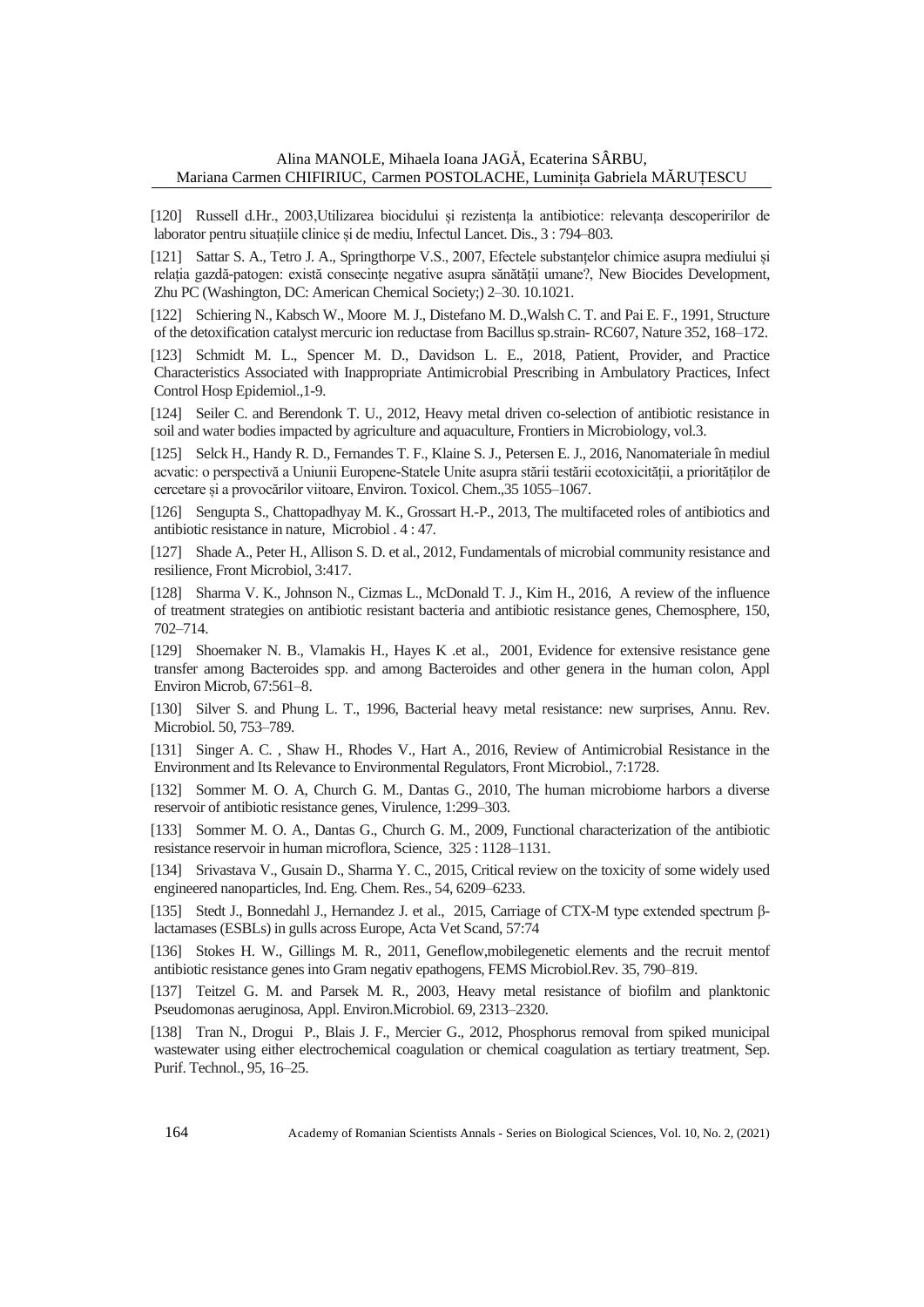[120] Russell d.Hr., 2003,Utilizarea biocidului și rezistența la antibiotice: relevanța descoperirilor de laborator pentru situațiile clinice și de mediu, Infectul Lancet. Dis., 3 : 794–803.

[121] Sattar S. A., Tetro J. A., Springthorpe V.S., 2007, Efectele substanțelor chimice asupra mediului și relația gazdă-patogen: există consecințe negative asupra sănătății umane?, New Biocides Development, Zhu PC (Washington, DC: American Chemical Society;) 2–30. 10.1021.

[122] Schiering N., Kabsch W., Moore M. J., Distefano M. D.,Walsh C. T. and Pai E. F., 1991, Structure of the detoxification catalyst mercuric ion reductase from Bacillus sp.strain- RC607, Nature 352, 168–172.

[123] Schmidt M. L., Spencer M. D., Davidson L. E., 2018, Patient, Provider, and Practice Characteristics Associated with Inappropriate Antimicrobial Prescribing in Ambulatory Practices, Infect Control Hosp Epidemiol.,1-9.

[124] Seiler C. and Berendonk T. U., 2012, Heavy metal driven co-selection of antibiotic resistance in soil and water bodies impacted by agriculture and aquaculture, Frontiers in Microbiology, vol.3.

[125] Selck H., Handy R. D., Fernandes T. F., Klaine S. J., Petersen E. J., 2016, Nanomateriale în mediul acvatic: o perspectivă a Uniunii Europene-Statele Unite asupra stării testării ecotoxicității, a priorităților de cercetare și a provocărilor viitoare, Environ. Toxicol. Chem.,35 1055–1067.

[126] Sengupta S., Chattopadhyay M. K., Grossart H.-P., 2013, The multifaceted roles of antibiotics and antibiotic resistance in nature, Microbiol . 4 : 47.

[127] Shade A., Peter H., Allison S. D. et al., 2012, Fundamentals of microbial community resistance and resilience, Front Microbiol, 3:417.

[128] Sharma V. K., Johnson N., Cizmas L., McDonald T. J., Kim H., 2016, A review of the influence of treatment strategies on antibiotic resistant bacteria and antibiotic resistance genes, Chemosphere, 150, 702–714.

[129] Shoemaker N. B., Vlamakis H., Hayes K .et al., 2001, Evidence for extensive resistance gene transfer among Bacteroides spp. and among Bacteroides and other genera in the human colon, Appl Environ Microb, 67:561–8.

[130] Silver S. and Phung L. T., 1996, Bacterial heavy metal resistance: new surprises, Annu. Rev. Microbiol. 50, 753–789.

[131] Singer A. C. , Shaw H., Rhodes V., Hart A., 2016, Review of Antimicrobial Resistance in the Environment and Its Relevance to Environmental Regulators, Front Microbiol., 7:1728.

[132] Sommer M. O. A, Church G. M., Dantas G., 2010, The human microbiome harbors a diverse reservoir of antibiotic resistance genes, Virulence, 1:299–303.

[133] Sommer M. O. A., Dantas G., Church G. M., 2009, Functional characterization of the antibiotic resistance reservoir in human microflora, Science, 325 : 1128–1131.

[134] Srivastava V., Gusain D., Sharma Y. C., 2015, Critical review on the toxicity of some widely used engineered nanoparticles, Ind. Eng. Chem. Res., 54, 6209–6233.

[135] Stedt J., Bonnedahl J., Hernandez J. et al., 2015, Carriage of CTX-M type extended spectrum β-lactamases (ESBLs) in gulls across Europe, Acta Vet Scand, 57:74

[136] Stokes H. W., Gillings M. R., 2011, Geneflow,mobilegenetic elements and the recruit mentof antibiotic resistance genes into Gram negativ epathogens, FEMS Microbiol.Rev. 35, 790–819.

[137] Teitzel G. M. and Parsek M. R., 2003, Heavy metal resistance of biofilm and planktonic Pseudomonas aeruginosa, Appl. Environ.Microbiol. 69, 2313–2320.

[138] Tran N., Drogui P., Blais J. F., Mercier G., 2012, Phosphorus removal from spiked municipal wastewater using either electrochemical coagulation or chemical coagulation as tertiary treatment, Sep. Purif. Technol., 95, 16–25.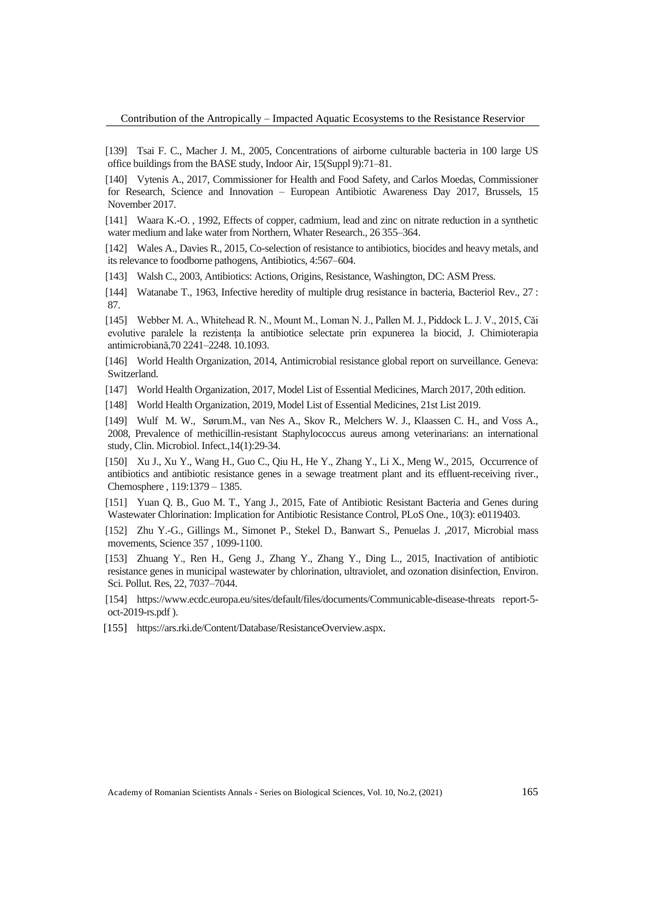[139] Tsai F. C., Macher J. M., 2005, Concentrations of airborne culturable bacteria in 100 large US office buildings from the BASE study, Indoor Air, 15(Suppl 9):71–81.

[140] Vytenis A., 2017, Commissioner for Health and Food Safety, and Carlos Moedas, Commissioner for Research, Science and Innovation – European Antibiotic Awareness Day 2017, Brussels, 15 November 2017.

[141] Waara K.-O. , 1992, Effects of copper, cadmium, lead and zinc on nitrate reduction in a synthetic water medium and lake water from Northern, Whater Research., 26 355–364.

[142] Wales A., Davies R., 2015, Co-selection of resistance to antibiotics, biocides and heavy metals, and its relevance to foodborne pathogens, Antibiotics, 4:567–604.

[143] Walsh C., 2003, Antibiotics: Actions, Origins, Resistance, Washington, DC: ASM Press.

[144] Watanabe T., 1963, Infective heredity of multiple drug resistance in bacteria, Bacteriol Rev., 27 : 87.

[145] Webber M. A., Whitehead R. N., Mount M., Loman N. J., Pallen M. J., Piddock L. J. V., 2015, Căi evolutive paralele la rezistența la antibiotice selectate prin expunerea la biocid, J. Chimioterapia antimicrobiană,70 2241–2248. 10.1093.

[146] World Health Organization, 2014, Antimicrobial resistance global report on surveillance. Geneva: Switzerland.

[147] World Health Organization, 2017, Model List of Essential Medicines, March 2017, 20th edition.

[148] World Health Organization, 2019, Model List of Essential Medicines, 21st List 2019.

[149] Wulf M. W., Sørum.M., van Nes A., Skov R., Melchers W. J., Klaassen C. H., and Voss A., 2008, Prevalence of methicillin-resistant Staphylococcus aureus among veterinarians: an international study, Clin. Microbiol. Infect.,14(1):29-34.

[150] Xu J., Xu Y., Wang H., Guo C., Qiu H., He Y., Zhang Y., Li X., Meng W., 2015, Occurrence of antibiotics and antibiotic resistance genes in a sewage treatment plant and its effluent-receiving river., Chemosphere , 119:1379 – 1385.

[151] Yuan Q. B., Guo M. T., Yang J., 2015, Fate of Antibiotic Resistant Bacteria and Genes during Wastewater Chlorination: Implication for Antibiotic Resistance Control, PLoS One., 10(3): e0119403.

[152] Zhu Y.-G., Gillings M., Simonet P., Stekel D., Banwart S., Penuelas J. ,2017, Microbial mass movements, Science 357 , 1099-1100.

[153] Zhuang Y., Ren H., Geng J., Zhang Y., Zhang Y., Ding L., 2015, Inactivation of antibiotic resistance genes in municipal wastewater by chlorination, ultraviolet, and ozonation disinfection, Environ. Sci. Pollut. Res, 22, 7037–7044.

[154] https://www.ecdc.europa.eu/sites/default/files/documents/Communicable-disease-threats report-5-oct-2019-rs.pdf ).

[155] https://ars.rki.de/Content/Database/ResistanceOverview.aspx.